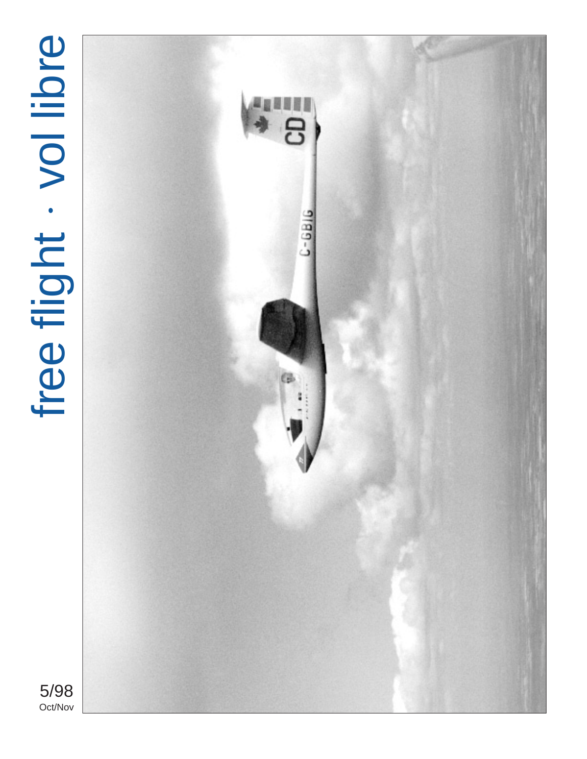# free flight · vol libre

5/98
Oct/Nov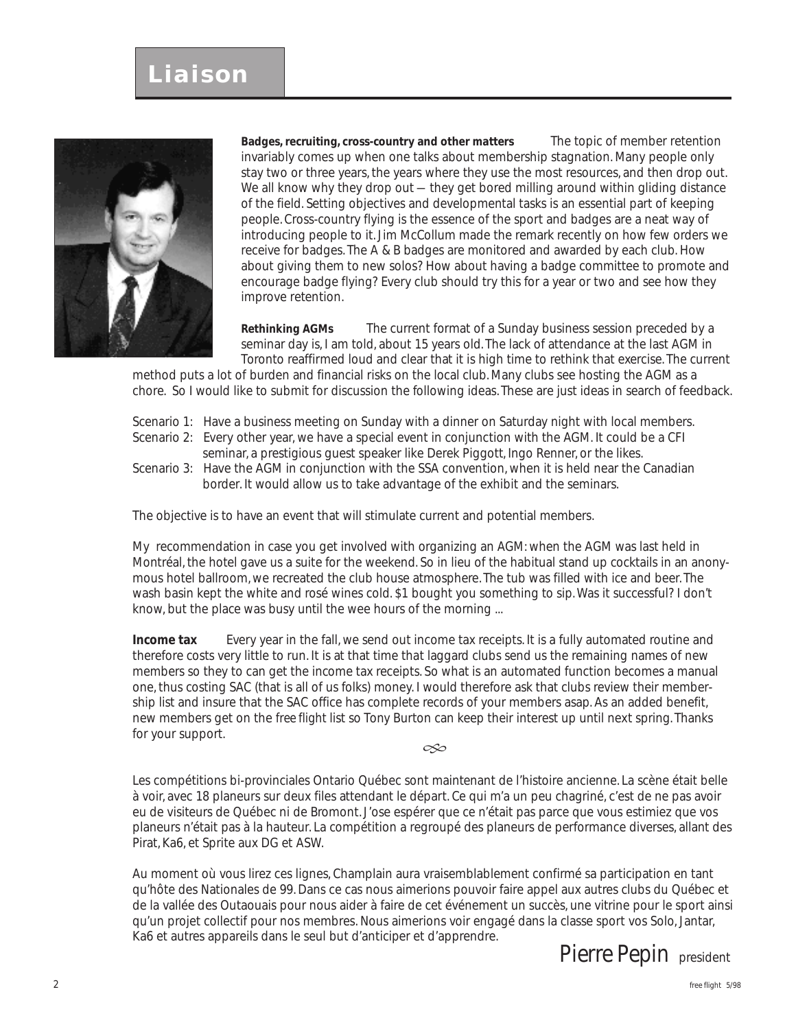# Liaison

**Badges, recruiting, cross-country and other matters** The topic of member retention invariably comes up when one talks about membership stagnation. Many people only stay two or three years, the years where they use the most resources, and then drop out. We all know why they drop out — they get bored milling around within gliding distance of the field. Setting objectives and developmental tasks is an essential part of keeping people. Cross-country flying is the essence of the sport and badges are a neat way of introducing people to it. Jim McCollum made the remark recently on how few orders we receive for badges. The A & B badges are monitored and awarded by each club. How about giving them to new solos? How about having a badge committee to promote and encourage badge flying? Every club should try this for a year or two and see how they improve retention.

**Rethinking AGMs** The current format of a Sunday business session preceded by a seminar day is, I am told, about 15 years old. The lack of attendance at the last AGM in Toronto reaffirmed loud and clear that it is high time to rethink that exercise. The current method puts a lot of burden and financial risks on the local club. Many clubs see hosting the AGM as a chore. So I would like to submit for discussion the following ideas. These are just ideas in search of feedback.

Scenario 1: Have a business meeting on Sunday with a dinner on Saturday night with local members.
Scenario 2: Every other year, we have a special event in conjunction with the AGM. It could be a CFI seminar, a prestigious guest speaker like Derek Piggott, Ingo Renner, or the likes.
Scenario 3: Have the AGM in conjunction with the SSA convention, when it is held near the Canadian border. It would allow us to take advantage of the exhibit and the seminars.

The objective is to have an event that will stimulate current and potential members.

My recommendation in case you get involved with organizing an AGM: when the AGM was last held in Montréal, the hotel gave us a suite for the weekend. So in lieu of the habitual stand up cocktails in an anonymous hotel ballroom, we recreated the club house atmosphere. The tub was filled with ice and beer. The wash basin kept the white and rosé wines cold. $1 bought you something to sip. Was it successful? I don't know, but the place was busy until the wee hours of the morning ...

**Income tax** Every year in the fall, we send out income tax receipts. It is a fully automated routine and therefore costs very little to run. It is at that time that laggard clubs send us the remaining names of new members so they to can get the income tax receipts. So what is an automated function becomes a manual one, thus costing SAC (that is all of us folks) money. I would therefore ask that clubs review their membership list and insure that the SAC office has complete records of your members asap. As an added benefit, new members get on the *free flight* list so Tony Burton can keep their interest up until next spring. Thanks for your support.

∞

Les compétitions bi-provinciales Ontario Québec sont maintenant de l'histoire ancienne. La scène était belle à voir, avec 18 planeurs sur deux files attendant le départ. Ce qui m'a un peu chagriné, c'est de ne pas avoir eu de visiteurs de Québec ni de Bromont. J'ose espérer que ce n'était pas parce que vous estimiez que vos planeurs n'était pas à la hauteur. La compétition a regroupé des planeurs de performance diverses, allant des Pirat, Ka6, et Sprite aux DG et ASW.

Au moment où vous lirez ces lignes, Champlain aura vraisemblablement confirmé sa participation en tant qu'hôte des Nationales de 99. Dans ce cas nous aimerions pouvoir faire appel aux autres clubs du Québec et de la vallée des Outaouais pour nous aider à faire de cet événement un succès, une vitrine pour le sport ainsi qu'un projet collectif pour nos membres. Nous aimerions voir engagé dans la classe sport vos Solo, Jantar, Ka6 et autres appareils dans le seul but d'anticiper et d'apprendre.

Pierre Pepin president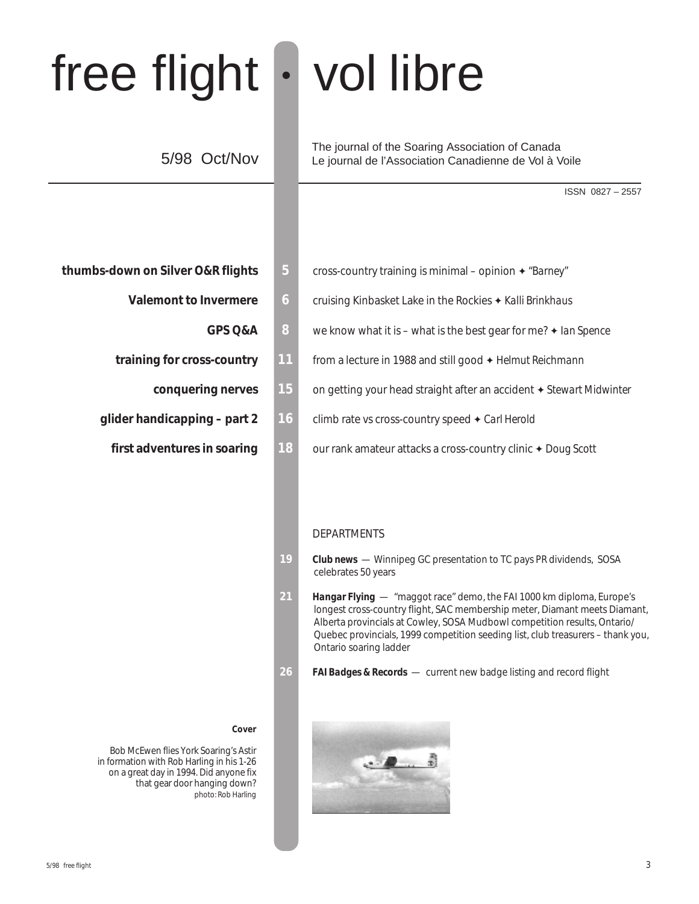# free flight • vol libre

5/98 Oct/Nov

The journal of the Soaring Association of Canada
Le journal de l'Association Canadienne de Vol à Voile

ISSN 0827 – 2557

**thumbs-down on Silver O&R flights** — 5 — cross-country training is minimal – opinion ✦ *"Barney"*

**Valemont to Invermere** — 6 — cruising Kinbasket Lake in the Rockies ✦ *Kalli Brinkhaus*

**GPS Q&A** — 8 — we know what it is – what is the best gear for me? ✦ *Ian Spence*

**training for cross-country** — 11 — from a lecture in 1988 and still good ✦ *Helmut Reichmann*

**conquering nerves** — 15 — on getting your head straight after an accident ✦ *Stewart Midwinter*

**glider handicapping – part 2** — 16 — climb rate vs cross-country speed ✦ *Carl Herold*

**first adventures in soaring** — 18 — our rank amateur attacks a cross-country clinic ✦ *Doug Scott*

## DEPARTMENTS

19 — ***Club news*** — Winnipeg GC presentation to TC pays PR dividends, SOSA celebrates 50 years

21 — ***Hangar Flying*** — "maggot race" demo, the FAI 1000 km diploma, Europe's longest cross-country flight, SAC membership meter, Diamant meets Diamant, Alberta provincials at Cowley, SOSA Mudbowl competition results, Ontario/Quebec provincials, 1999 competition seeding list, club treasurers – thank you, Ontario soaring ladder

26 — ***FAI Badges & Records*** — current new badge listing and record flight

**Cover**

Bob McEwen flies York Soaring's Astir in formation with Rob Harling in his 1-26 on a great day in 1994. Did anyone fix that gear door hanging down?
photo: Rob Harling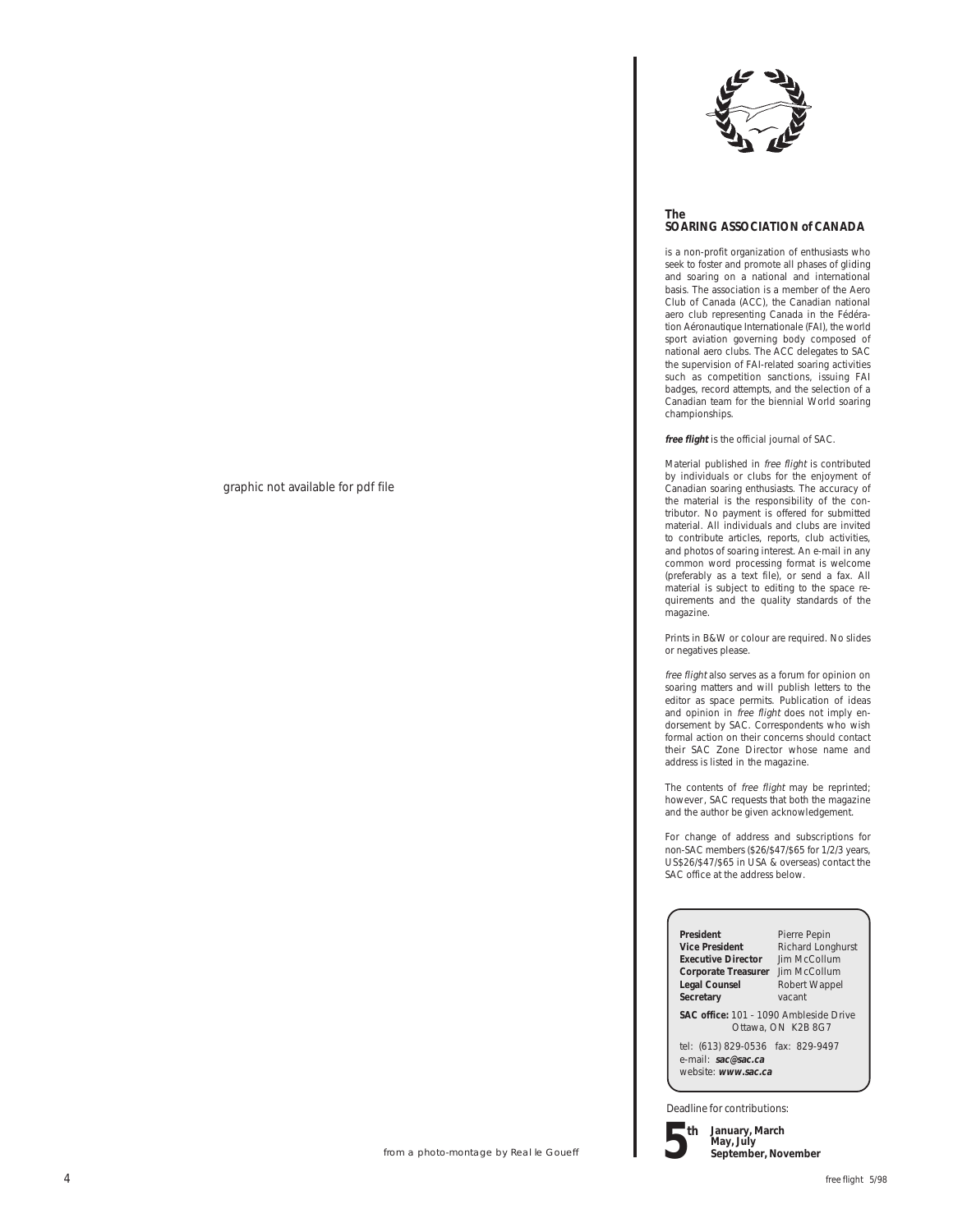graphic not available for pdf file

from a photo-montage by Real le Goueff

## The SOARING ASSOCIATION of CANADA

is a non-profit organization of enthusiasts who seek to foster and promote all phases of gliding and soaring on a national and international basis. The association is a member of the Aero Club of Canada (ACC), the Canadian national aero club representing Canada in the Fédération Aéronautique Internationale (FAI), the world sport aviation governing body composed of national aero clubs. The ACC delegates to SAC the supervision of FAI-related soaring activities such as competition sanctions, issuing FAI badges, record attempts, and the selection of a Canadian team for the biennial World soaring championships.

***free flight*** is the official journal of SAC.

Material published in *free flight* is contributed by individuals or clubs for the enjoyment of Canadian soaring enthusiasts. The accuracy of the material is the responsibility of the contributor. No payment is offered for submitted material. All individuals and clubs are invited to contribute articles, reports, club activities, and photos of soaring interest. An e-mail in any common word processing format is welcome (preferably as a text file), or send a fax. All material is subject to editing to the space requirements and the quality standards of the magazine.

Prints in B&W or colour are required. No slides or negatives please.

*free flight* also serves as a forum for opinion on soaring matters and will publish letters to the editor as space permits. Publication of ideas and opinion in *free flight* does not imply endorsement by SAC. Correspondents who wish formal action on their concerns should contact their SAC Zone Director whose name and address is listed in the magazine.

The contents of *free flight* may be reprinted; however, SAC requests that both the magazine and the author be given acknowledgement.

For change of address and subscriptions for non-SAC members ($26/$47/$65 for 1/2/3 years, US$26/$47/$65 in USA & overseas) contact the SAC office at the address below.

**President** Pierre Pepin
**Vice President** Richard Longhurst
**Executive Director** Jim McCollum
**Corporate Treasurer** Jim McCollum
**Legal Counsel** Robert Wappel
**Secretary** vacant

**SAC office:** 101 – 1090 Ambleside Drive
Ottawa, ON K2B 8G7

tel: (613) 829-0536 fax: 829-9497
e-mail: ***sac@sac.ca***
website: ***www.sac.ca***

Deadline for contributions:

**5th** **January, March**
**May, July**
**September, November**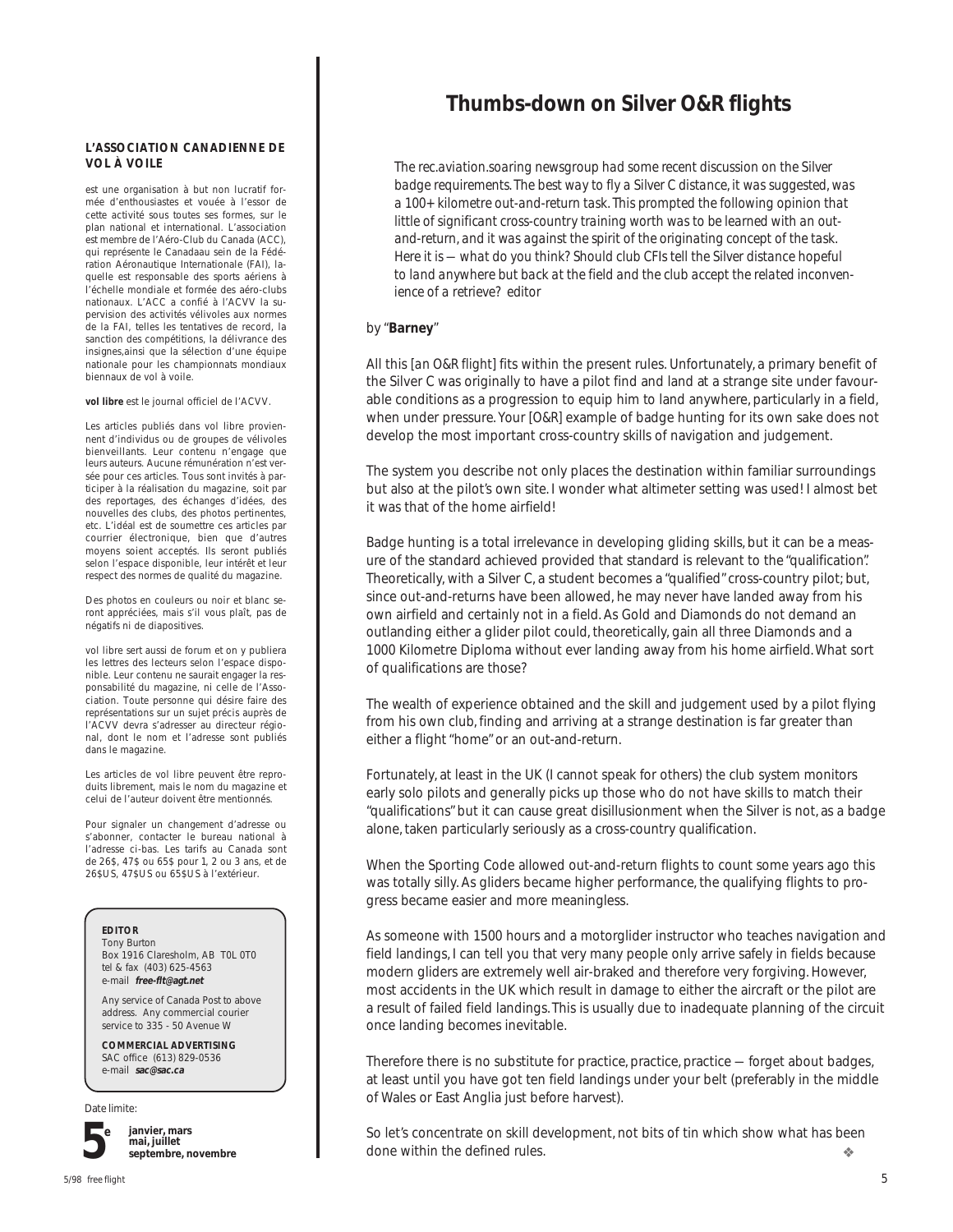**L'ASSOCIATION CANADIENNE DE VOL À VOILE**

est une organisation à but non lucratif formée d'enthousiastes et vouée à l'essor de cette activité sous toutes ses formes, sur le plan national et international. L'association est membre de l'Aéro-Club du Canada (ACC), qui représente le Canadaau sein de la Fédération Aéronautique Internationale (FAI), laquelle est responsable des sports aériens à l'échelle mondiale et formée des aéro-clubs nationaux. L'ACC a confié à l'ACVV la supervision des activités vélivoles aux normes de la FAI, telles les tentatives de record, la sanction des compétitions, la délivrance des insignes,ainsi que la sélection d'une équipe nationale pour les championnats mondiaux biennaux de vol à voile.

**vol libre** est le journal officiel de l'ACVV.

Les articles publiés dans vol libre proviennent d'individus ou de groupes de vélivoles bienveillants. Leur contenu n'engage que leurs auteurs. Aucune rémunération n'est versée pour ces articles. Tous sont invités à participer à la réalisation du magazine, soit par des reportages, des échanges d'idées, des nouvelles des clubs, des photos pertinentes, etc. L'idéal est de soumettre ces articles par courrier électronique, bien que d'autres moyens soient acceptés. Ils seront publiés selon l'espace disponible, leur intérêt et leur respect des normes de qualité du magazine.

Des photos en couleurs ou noir et blanc seront appréciées, mais s'il vous plaît, pas de négatifs ni de diapositives.

vol libre sert aussi de forum et on y publiera les lettres des lecteurs selon l'espace disponible. Leur contenu ne saurait engager la responsabilité du magazine, ni celle de l'Association. Toute personne qui désire faire des représentations sur un sujet précis auprès de l'ACVV devra s'adresser au directeur régional, dont le nom et l'adresse sont publiés dans le magazine.

Les articles de vol libre peuvent être reproduits librement, mais le nom du magazine et celui de l'auteur doivent être mentionnés.

Pour signaler un changement d'adresse ou s'abonner, contacter le bureau national à l'adresse ci-bas. Les tarifs au Canada sont de 26$, 47$ ou 65$ pour 1, 2 ou 3 ans, et de 26$US, 47$US ou 65$US à l'extérieur.

**EDITOR**
Tony Burton
Box 1916 Claresholm, AB T0L 0T0
tel & fax (403) 625-4563
e-mail ***free-flt@agt.net***

Any service of Canada Post to above address. Any commercial courier service to 335 - 50 Avenue W

**COMMERCIAL ADVERTISING**
SAC office (613) 829-0536
e-mail ***sac@sac.ca***

Date limite:

**5e** **janvier, mars mai, juillet septembre, novembre**

# Thumbs-down on Silver O&R flights

*The rec.aviation.soaring newsgroup had some recent discussion on the Silver badge requirements. The best way to fly a Silver C distance, it was suggested, was a 100+ kilometre out-and-return task. This prompted the following opinion that little of significant cross-country training worth was to be learned with an out-and-return, and it was against the spirit of the originating concept of the task. Here it is — what do you think? Should club CFIs tell the Silver distance hopeful to land anywhere but back at the field and the club accept the related inconvenience of a retrieve? editor*

by "**Barney**"

All this [an O&R flight] fits within the present rules. Unfortunately, a primary benefit of the Silver C was originally to have a pilot find and land at a strange site under favourable conditions as a progression to equip him to land anywhere, particularly in a field, when under pressure. Your [O&R] example of badge hunting for its own sake does not develop the most important cross-country skills of navigation and judgement.

The system you describe not only places the destination within familiar surroundings but also at the pilot's own site. I wonder what altimeter setting was used! I almost bet it was that of the home airfield!

Badge hunting is a total irrelevance in developing gliding skills, but it can be a measure of the standard achieved provided that standard is relevant to the "qualification". Theoretically, with a Silver C, a student becomes a "qualified" cross-country pilot; but, since out-and-returns have been allowed, he may never have landed away from his own airfield and certainly not in a field. As Gold and Diamonds do not demand an outlanding either a glider pilot could, theoretically, gain all three Diamonds and a 1000 Kilometre Diploma without ever landing away from his home airfield. What sort of qualifications are those?

The wealth of experience obtained and the skill and judgement used by a pilot flying from his own club, finding and arriving at a strange destination is far greater than either a flight "home" or an out-and-return.

Fortunately, at least in the UK (I cannot speak for others) the club system monitors early solo pilots and generally picks up those who do not have skills to match their "qualifications" but it can cause great disillusionment when the Silver is not, as a badge alone, taken particularly seriously as a cross-country qualification.

When the Sporting Code allowed out-and-return flights to count some years ago this was totally silly. As gliders became higher performance, the qualifying flights to progress became easier and more meaningless.

As someone with 1500 hours and a motorglider instructor who teaches navigation and field landings, I can tell you that very many people only arrive safely in fields because modern gliders are extremely well air-braked and therefore very forgiving. However, most accidents in the UK which result in damage to either the aircraft or the pilot are a result of failed field landings. This is usually due to inadequate planning of the circuit once landing becomes inevitable.

Therefore there is no substitute for practice, practice, practice — forget about badges, at least until you have got ten field landings under your belt (preferably in the middle of Wales or East Anglia just before harvest).

So let's concentrate on skill development, not bits of tin which show what has been done within the defined rules. ❖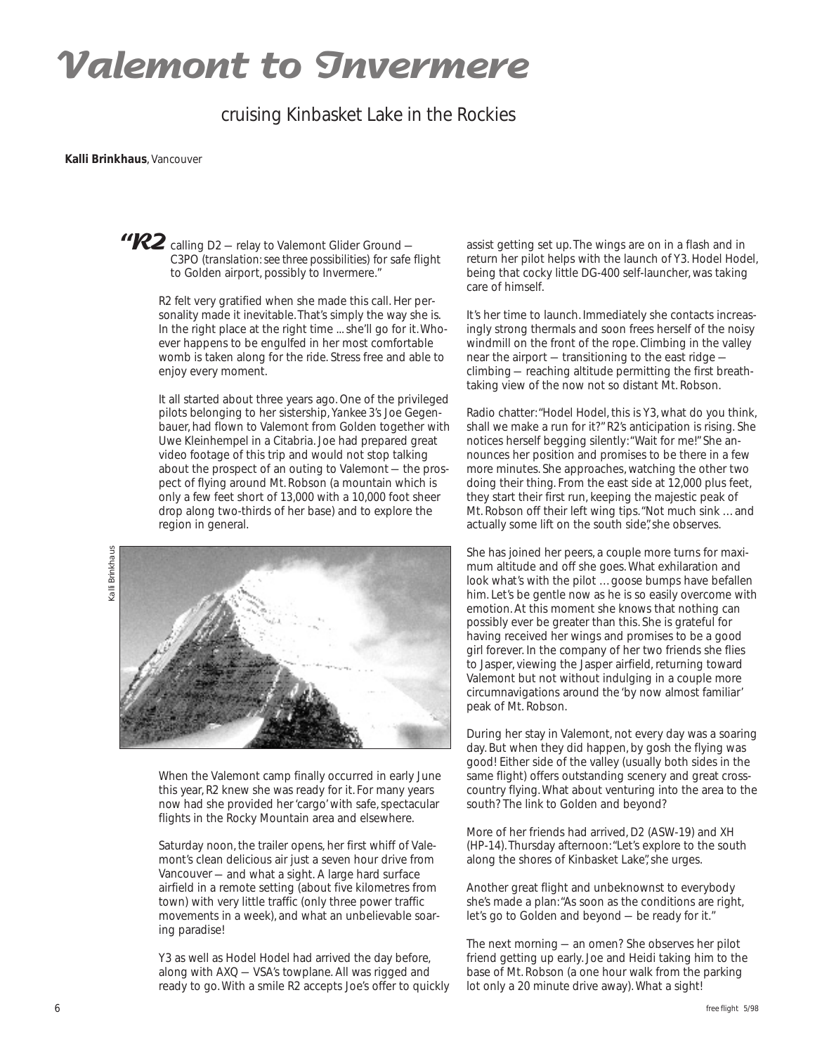# Valemont to Invermere

## cruising Kinbasket Lake in the Rockies

**Kalli Brinkhaus**, Vancouver

**"R2** calling D2 — relay to Valemont Glider Ground — C3PO (*translation: see three possibilities*) for safe flight to Golden airport, possibly to Invermere."

R2 felt very gratified when she made this call. Her personality made it inevitable. That's simply the way she is. In the right place at the right time ... she'll go for it. Whoever happens to be engulfed in her most comfortable womb is taken along for the ride. Stress free and able to enjoy every moment.

It all started about three years ago. One of the privileged pilots belonging to her sistership, *Yankee 3*'s Joe Gegenbauer, had flown to Valemont from Golden together with Uwe Kleinhempel in a Citabria. Joe had prepared great video footage of this trip and would not stop talking about the prospect of an outing to Valemont — the prospect of flying around Mt. Robson (a mountain which is only a few feet short of 13,000 with a 10,000 foot sheer drop along two-thirds of her base) and to explore the region in general.

Kalli Brinkhaus

When the Valemont camp finally occurred in early June this year, R2 knew she was ready for it. For many years now had she provided her 'cargo' with safe, spectacular flights in the Rocky Mountain area and elsewhere.

Saturday noon, the trailer opens, her first whiff of Valemont's clean delicious air just a seven hour drive from Vancouver — and what a sight. A large hard surface airfield in a remote setting (about five kilometres from town) with very little traffic (only three power traffic movements in a week), and what an unbelievable soaring paradise!

Y3 as well as Hodel Hodel had arrived the day before, along with AXQ — VSA's towplane. All was rigged and ready to go. With a smile R2 accepts Joe's offer to quickly assist getting set up. The wings are on in a flash and in return her pilot helps with the launch of Y3. Hodel Hodel, being that cocky little DG-400 self-launcher, was taking care of himself.

It's her time to launch. Immediately she contacts increasingly strong thermals and soon frees herself of the noisy windmill on the front of the rope. Climbing in the valley near the airport — transitioning to the east ridge — climbing — reaching altitude permitting the first breathtaking view of the now not so distant Mt. Robson.

Radio chatter: "Hodel Hodel, this is Y3, what do you think, shall we make a run for it?" R2's anticipation is rising. She notices herself begging silently: "Wait for me!" She announces her position and promises to be there in a few more minutes. She approaches, watching the other two doing their thing. From the east side at 12,000 plus feet, they start their first run, keeping the majestic peak of Mt. Robson off their left wing tips. "Not much sink … and actually some lift on the south side", she observes.

She has joined her peers, a couple more turns for maximum altitude and off she goes. What exhilaration and look what's with the pilot … goose bumps have befallen him. Let's be gentle now as he is so easily overcome with emotion. At this moment she knows that nothing can possibly ever be greater than this. She is grateful for having received her wings and promises to be a good girl forever. In the company of her two friends she flies to Jasper, viewing the Jasper airfield, returning toward Valemont but not without indulging in a couple more circumnavigations around the 'by now almost familiar' peak of Mt. Robson.

During her stay in Valemont, not every day was a soaring day. But when they did happen, by gosh the flying was good! Either side of the valley (usually both sides in the same flight) offers outstanding scenery and great cross-country flying. What about venturing into the area to the south? The link to Golden and beyond?

More of her friends had arrived, D2 (ASW-19) and XH (HP-14). Thursday afternoon: "Let's explore to the south along the shores of Kinbasket Lake", she urges.

Another great flight and unbeknownst to everybody she's made a plan: "As soon as the conditions are right, let's go to Golden and beyond — be ready for it."

The next morning — an omen? She observes her pilot friend getting up early. Joe and Heidi taking him to the base of Mt. Robson (a one hour walk from the parking lot only a 20 minute drive away). What a sight!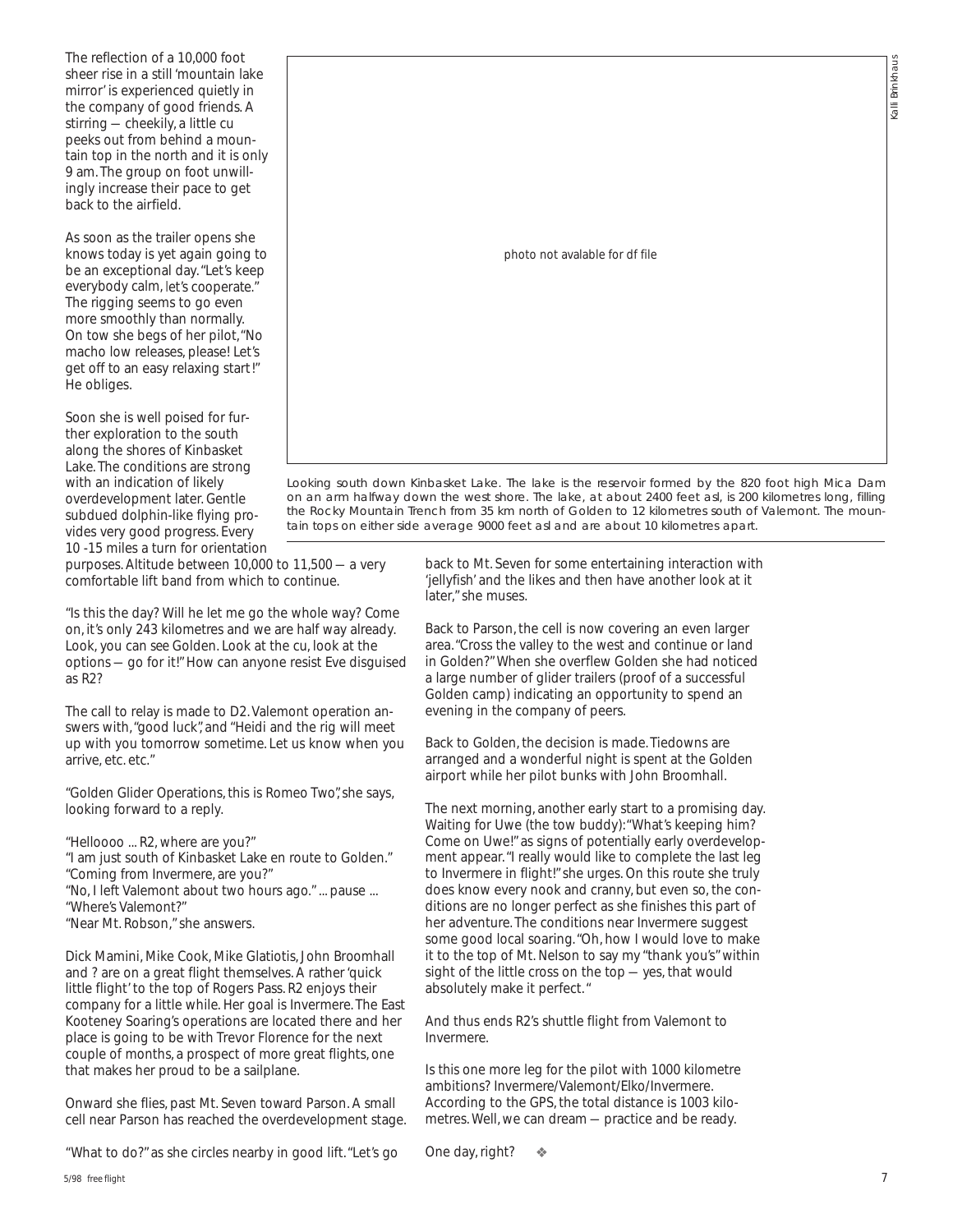The reflection of a 10,000 foot sheer rise in a still 'mountain lake mirror' is experienced quietly in the company of good friends. A stirring — cheekily, a little cu peeks out from behind a mountain top in the north and it is only 9 am. The group on foot unwillingly increase their pace to get back to the airfield.

As soon as the trailer opens she knows today is yet again going to be an exceptional day. "Let's keep everybody calm, let's cooperate." The rigging seems to go even more smoothly than normally. On tow she begs of her pilot, "No macho low releases, please! Let's get off to an easy relaxing start!" He obliges.

Soon she is well poised for further exploration to the south along the shores of Kinbasket Lake. The conditions are strong with an indication of likely overdevelopment later. Gentle subdued dolphin-like flying provides very good progress. Every 10 -15 miles a turn for orientation purposes. Altitude between 10,000 to 11,500 — a very comfortable lift band from which to continue.

photo not avalable for df file

Kalli Brinkhaus

*Looking south down Kinbasket Lake. The lake is the reservoir formed by the 820 foot high Mica Dam on an arm halfway down the west shore. The lake, at about 2400 feet asl, is 200 kilometres long, filling the Rocky Mountain Trench from 35 km north of Golden to 12 kilometres south of Valemont. The mountain tops on either side average 9000 feet asl and are about 10 kilometres apart.*

"Is this the day? Will he let me go the whole way? Come on, it's only 243 kilometres and we are half way already. Look, you can see Golden. Look at the cu, look at the options — go for it!" How can anyone resist Eve disguised as R2?

The call to relay is made to D2. Valemont operation answers with, "good luck", and "Heidi and the rig will meet up with you tomorrow sometime. Let us know when you arrive, etc. etc."

"Golden Glider Operations, this is Romeo Two", she says, looking forward to a reply.

"Helloooo ... R2, where are you?"
"I am just south of Kinbasket Lake en route to Golden."
"Coming from Invermere, are you?"
"No, I left Valemont about two hours ago." ... pause ...
"Where's Valemont?"
"Near Mt. Robson," she answers.

Dick Mamini, Mike Cook, Mike Glatiotis, John Broomhall and ? are on a great flight themselves. A rather 'quick little flight' to the top of Rogers Pass. R2 enjoys their company for a little while. Her goal is Invermere. The East Kooteney Soaring's operations are located there and her place is going to be with Trevor Florence for the next couple of months, a prospect of more great flights, one that makes her proud to be a sailplane.

Onward she flies, past Mt. Seven toward Parson. A small cell near Parson has reached the overdevelopment stage.

"What to do?" as she circles nearby in good lift. "Let's go back to Mt. Seven for some entertaining interaction with 'jellyfish' and the likes and then have another look at it later," she muses.

Back to Parson, the cell is now covering an even larger area. "Cross the valley to the west and continue or land in Golden?" When she overflew Golden she had noticed a large number of glider trailers (proof of a successful Golden camp) indicating an opportunity to spend an evening in the company of peers.

Back to Golden, the decision is made. Tiedowns are arranged and a wonderful night is spent at the Golden airport while her pilot bunks with John Broomhall.

The next morning, another early start to a promising day. Waiting for Uwe (the tow buddy): "What's keeping him? Come on Uwe!" as signs of potentially early overdevelopment appear. "I really would like to complete the last leg to Invermere in flight!" she urges. On this route she truly does know every nook and cranny, but even so, the conditions are no longer perfect as she finishes this part of her adventure. The conditions near Invermere suggest some good local soaring. "Oh, how I would love to make it to the top of Mt. Nelson to say my "thank you's" within sight of the little cross on the top — yes, that would absolutely make it perfect."

And thus ends R2's shuttle flight from Valemont to Invermere.

Is this one more leg for the pilot with 1000 kilometre ambitions? Invermere/Valemont/Elko/Invermere. According to the GPS, the total distance is 1003 kilometres. Well, we can dream — practice and be ready.

One day, right? ❖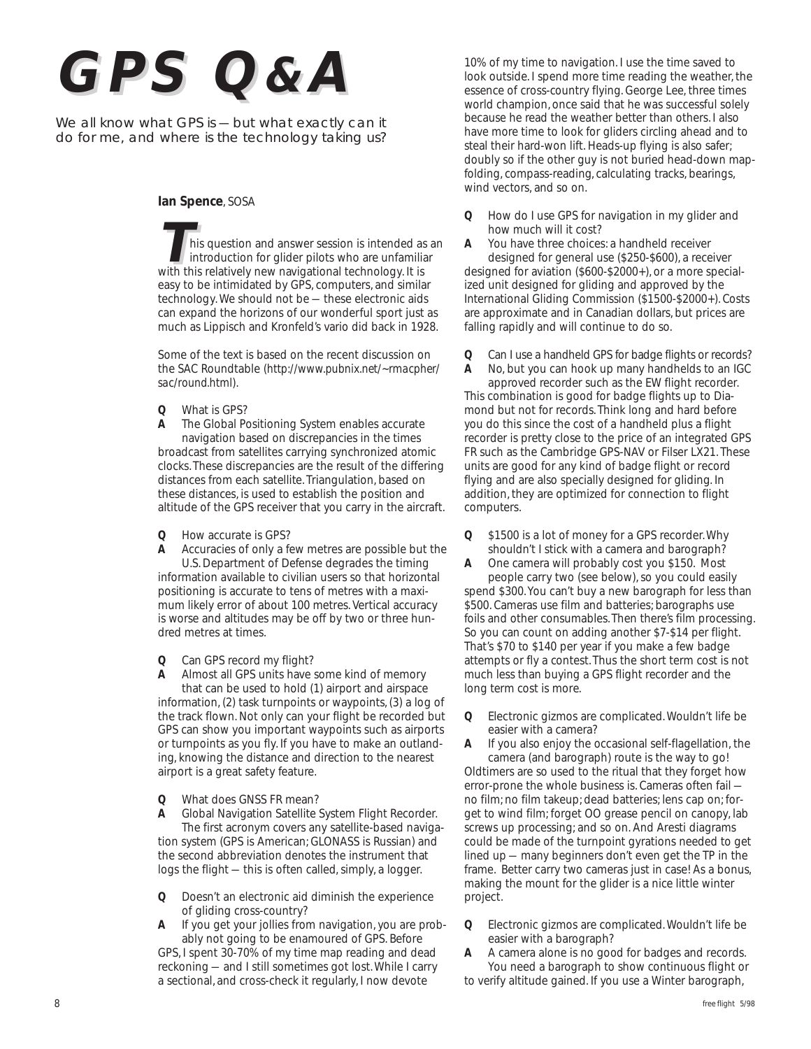# GPS Q&A

*We all know what GPS is — but what exactly can it do for me, and where is the technology taking us?*

**Ian Spence**, SOSA

This question and answer session is intended as an introduction for glider pilots who are unfamiliar with this relatively new navigational technology. It is easy to be intimidated by GPS, computers, and similar technology. We should not be — these electronic aids can expand the horizons of our wonderful sport just as much as Lippisch and Kronfeld's vario did back in 1928.

Some of the text is based on the recent discussion on the SAC Roundtable (http://www.pubnix.net/~rmacpher/sac/round.html).

**Q** What is GPS?

**A** The Global Positioning System enables accurate navigation based on discrepancies in the times broadcast from satellites carrying synchronized atomic clocks. These discrepancies are the result of the differing distances from each satellite. Triangulation, based on these distances, is used to establish the position and altitude of the GPS receiver that you carry in the aircraft.

**Q** How accurate is GPS?

**A** Accuracies of only a few metres are possible but the U.S. Department of Defense degrades the timing information available to civilian users so that horizontal positioning is accurate to tens of metres with a maximum likely error of about 100 metres. Vertical accuracy is worse and altitudes may be off by two or three hundred metres at times.

**Q** Can GPS record my flight?

**A** Almost all GPS units have some kind of memory that can be used to hold (1) airport and airspace information, (2) task turnpoints or waypoints, (3) a log of the track flown. Not only can your flight be recorded but GPS can show you important waypoints such as airports or turnpoints as you fly. If you have to make an outlanding, knowing the distance and direction to the nearest airport is a great safety feature.

**Q** What does GNSS FR mean?

**A** Global Navigation Satellite System Flight Recorder. The first acronym covers any satellite-based navigation system (GPS is American; GLONASS is Russian) and the second abbreviation denotes the instrument that logs the flight — this is often called, simply, a logger.

**Q** Doesn't an electronic aid diminish the experience of gliding cross-country?

**A** If you get your jollies from navigation, you are probably not going to be enamoured of GPS. Before GPS, I spent 30-70% of my time map reading and dead reckoning — and I still sometimes got lost. While I carry a sectional, and cross-check it regularly, I now devote 10% of my time to navigation. I use the time saved to look outside. I spend more time reading the weather, the essence of cross-country flying. George Lee, three times world champion, once said that he was successful solely because he read the weather better than others. I also have more time to look for gliders circling ahead and to steal their hard-won lift. Heads-up flying is also safer; doubly so if the other guy is not buried head-down map-folding, compass-reading, calculating tracks, bearings, wind vectors, and so on.

**Q** How do I use GPS for navigation in my glider and how much will it cost?

**A** You have three choices: a handheld receiver designed for general use ($250-$600), a receiver designed for aviation ($600-$2000+), or a more specialized unit designed for gliding and approved by the International Gliding Commission ($1500-$2000+). Costs are approximate and in Canadian dollars, but prices are falling rapidly and will continue to do so.

**Q** Can I use a handheld GPS for badge flights or records?

**A** No, but you can hook up many handhelds to an IGC approved recorder such as the EW flight recorder. This combination is good for badge flights up to Diamond but not for records. Think long and hard before you do this since the cost of a handheld plus a flight recorder is pretty close to the price of an integrated GPS FR such as the Cambridge GPS-NAV or Filser LX21. These units are good for any kind of badge flight or record flying and are also specially designed for gliding. In addition, they are optimized for connection to flight computers.

**Q** $1500 is a lot of money for a GPS recorder. Why shouldn't I stick with a camera and barograph?

**A** One camera will probably cost you $150. Most people carry two (see below), so you could easily spend $300. You can't buy a new barograph for less than $500. Cameras use film and batteries; barographs use foils and other consumables. Then there's film processing. So you can count on adding another $7-$14 per flight. That's $70 to $140 per year if you make a few badge attempts or fly a contest. Thus the short term cost is not much less than buying a GPS flight recorder and the long term cost is more.

**Q** Electronic gizmos are complicated. Wouldn't life be easier with a camera?

**A** If you also enjoy the occasional self-flagellation, the camera (and barograph) route is the way to go! Oldtimers are so used to the ritual that they forget how error-prone the whole business is. Cameras often fail — no film; no film takeup; dead batteries; lens cap on; forget to wind film; forget OO grease pencil on canopy, lab screws up processing; and so on. And Aresti diagrams could be made of the turnpoint gyrations needed to get lined up — many beginners don't even get the TP in the frame. Better carry two cameras just in case! As a bonus, making the mount for the glider is a nice little winter project.

**Q** Electronic gizmos are complicated. Wouldn't life be easier with a barograph?

**A** A camera alone is no good for badges and records. You need a barograph to show continuous flight or to verify altitude gained. If you use a Winter barograph,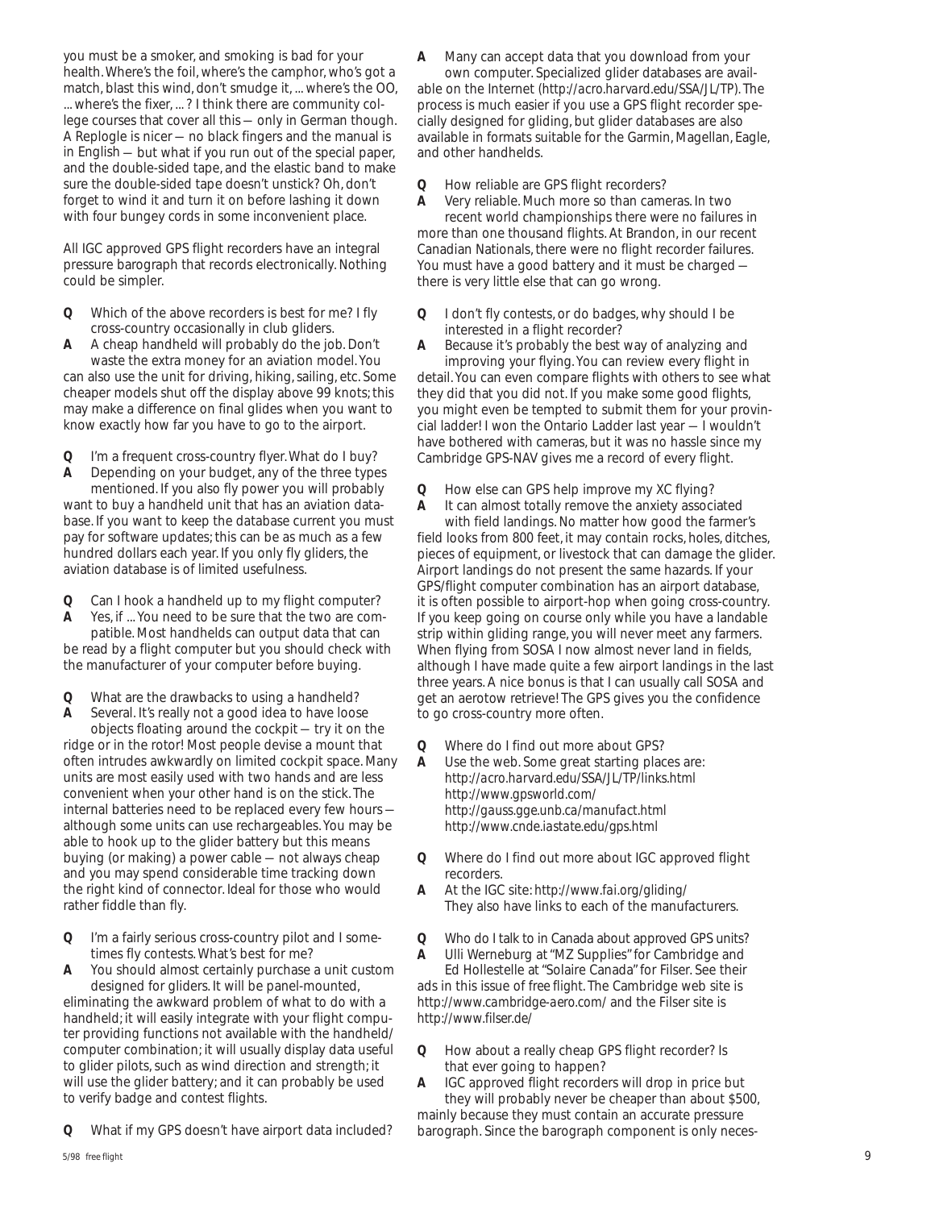you must be a smoker, and smoking is bad for your health. Where's the foil, where's the camphor, who's got a match, blast this wind, don't smudge it, ... where's the OO, ... where's the fixer, ... ? I think there are community college courses that cover all this — only in German though. A Replogle is nicer — no black fingers and the manual is in English — but what if you run out of the special paper, and the double-sided tape, and the elastic band to make sure the double-sided tape doesn't unstick? Oh, don't forget to wind it and turn it on before lashing it down with four bungey cords in some inconvenient place.

All IGC approved GPS flight recorders have an integral pressure barograph that records electronically. Nothing could be simpler.

**Q** Which of the above recorders is best for me? I fly cross-country occasionally in club gliders.

**A** A cheap handheld will probably do the job. Don't waste the extra money for an aviation model. You can also use the unit for driving, hiking, sailing, etc. Some cheaper models shut off the display above 99 knots; this may make a difference on final glides when you want to know exactly how far you have to go to the airport.

**Q** I'm a frequent cross-country flyer. What do I buy?

**A** Depending on your budget, any of the three types mentioned. If you also fly power you will probably want to buy a handheld unit that has an aviation database. If you want to keep the database current you must pay for software updates; this can be as much as a few hundred dollars each year. If you only fly gliders, the aviation database is of limited usefulness.

**Q** Can I hook a handheld up to my flight computer?

**A** Yes, if ... You need to be sure that the two are compatible. Most handhelds can output data that can be read by a flight computer but you should check with the manufacturer of your computer before buying.

**Q** What are the drawbacks to using a handheld?

**A** Several. It's really not a good idea to have loose objects floating around the cockpit — try it on the ridge or in the rotor! Most people devise a mount that often intrudes awkwardly on limited cockpit space. Many units are most easily used with two hands and are less convenient when your other hand is on the stick. The internal batteries need to be replaced every few hours — although some units can use rechargeables. You may be able to hook up to the glider battery but this means buying (or making) a power cable — not always cheap and you may spend considerable time tracking down the right kind of connector. Ideal for those who would rather fiddle than fly.

**Q** I'm a fairly serious cross-country pilot and I sometimes fly contests. What's best for me?

**A** You should almost certainly purchase a unit custom designed for gliders. It will be panel-mounted, eliminating the awkward problem of what to do with a handheld; it will easily integrate with your flight computer providing functions not available with the handheld/computer combination; it will usually display data useful to glider pilots, such as wind direction and strength; it will use the glider battery; and it can probably be used to verify badge and contest flights.

**Q** What if my GPS doesn't have airport data included?

**A** Many can accept data that you download from your own computer. Specialized glider databases are available on the Internet (*http://acro.harvard.edu/SSA/JL/TP*). The process is much easier if you use a GPS flight recorder specially designed for gliding, but glider databases are also available in formats suitable for the Garmin, Magellan, Eagle, and other handhelds.

**Q** How reliable are GPS flight recorders?

**A** Very reliable. Much more so than cameras. In two recent world championships there were no failures in more than one thousand flights. At Brandon, in our recent Canadian Nationals, there were no flight recorder failures. You must have a good battery and it must be charged — there is very little else that can go wrong.

**Q** I don't fly contests, or do badges, why should I be interested in a flight recorder?

**A** Because it's probably the best way of analyzing and improving your flying. You can review every flight in detail. You can even compare flights with others to see what they did that you did not. If you make some good flights, you might even be tempted to submit them for your provincial ladder! I won the Ontario Ladder last year — I wouldn't have bothered with cameras, but it was no hassle since my Cambridge GPS-NAV gives me a record of every flight.

**Q** How else can GPS help improve my XC flying?

**A** It can almost totally remove the anxiety associated with field landings. No matter how good the farmer's field looks from 800 feet, it may contain rocks, holes, ditches, pieces of equipment, or livestock that can damage the glider. Airport landings do not present the same hazards. If your GPS/flight computer combination has an airport database, it is often possible to airport-hop when going cross-country. If you keep going on course only while you have a landable strip within gliding range, you will never meet any farmers. When flying from SOSA I now almost never land in fields, although I have made quite a few airport landings in the last three years. A nice bonus is that I can usually call SOSA and get an aerotow retrieve! The GPS gives you the confidence to go cross-country more often.

**Q** Where do I find out more about GPS?

**A** Use the web. Some great starting places are:
*http://acro.harvard.edu/SSA/JL/TP/links.html*
*http://www.gpsworld.com/*
*http://gauss.gge.unb.ca/manufact.html*
*http://www.cnde.iastate.edu/gps.html*

**Q** Where do I find out more about IGC approved flight recorders.

**A** At the IGC site: *http://www.fai.org/gliding/*
They also have links to each of the manufacturers.

**Q** Who do I talk to in Canada about approved GPS units?

**A** Ulli Werneburg at "MZ Supplies" for Cambridge and Ed Hollestelle at "Solaire Canada" for Filser. See their ads in this issue of *free flight*. The Cambridge web site is *http://www.cambridge-aero.com/* and the Filser site is *http://www.filser.de/*

**Q** How about a really cheap GPS flight recorder? Is that ever going to happen?

**A** IGC approved flight recorders will drop in price but they will probably never be cheaper than about $500, mainly because they must contain an accurate pressure barograph. Since the barograph component is only neces-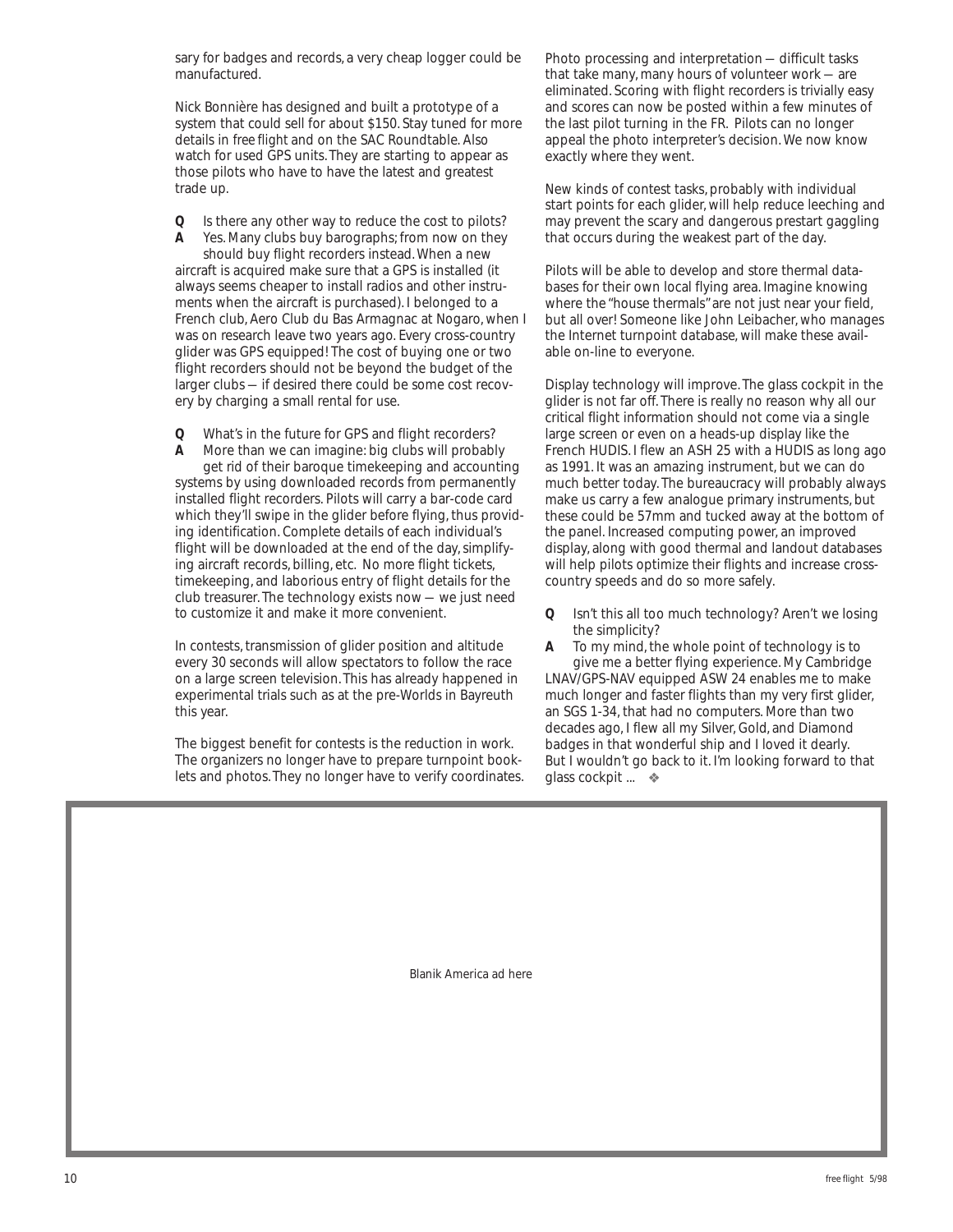sary for badges and records, a very cheap logger could be manufactured.

Nick Bonnière has designed and built a prototype of a system that could sell for about $150. Stay tuned for more details in *free flight* and on the SAC Roundtable. Also watch for used GPS units. They are starting to appear as those pilots who have to have the latest and greatest trade up.

**Q** Is there any other way to reduce the cost to pilots?

**A** Yes. Many clubs buy barographs; from now on they should buy flight recorders instead. When a new aircraft is acquired make sure that a GPS is installed (it always seems cheaper to install radios and other instruments when the aircraft is purchased). I belonged to a French club, Aero Club du Bas Armagnac at Nogaro, when I was on research leave two years ago. Every cross-country glider was GPS equipped! The cost of buying one or two flight recorders should not be beyond the budget of the larger clubs — if desired there could be some cost recovery by charging a small rental for use.

**Q** What's in the future for GPS and flight recorders?

**A** More than we can imagine: big clubs will probably get rid of their baroque timekeeping and accounting systems by using downloaded records from permanently installed flight recorders. Pilots will carry a bar-code card which they'll swipe in the glider before flying, thus providing identification. Complete details of each individual's flight will be downloaded at the end of the day, simplifying aircraft records, billing, etc. No more flight tickets, timekeeping, and laborious entry of flight details for the club treasurer. The technology exists now — we just need to customize it and make it more convenient.

In contests, transmission of glider position and altitude every 30 seconds will allow spectators to follow the race on a large screen television. This has already happened in experimental trials such as at the pre-Worlds in Bayreuth this year.

The biggest benefit for contests is the reduction in work. The organizers no longer have to prepare turnpoint booklets and photos. They no longer have to verify coordinates. Photo processing and interpretation — difficult tasks that take many, many hours of volunteer work — are eliminated. Scoring with flight recorders is trivially easy and scores can now be posted within a few minutes of the last pilot turning in the FR. Pilots can no longer appeal the photo interpreter's decision. We now know exactly where they went.

New kinds of contest tasks, probably with individual start points for each glider, will help reduce leeching and may prevent the scary and dangerous prestart gaggling that occurs during the weakest part of the day.

Pilots will be able to develop and store thermal databases for their own local flying area. Imagine knowing where the "house thermals" are not just near your field, but all over! Someone like John Leibacher, who manages the Internet turnpoint database, will make these available on-line to everyone.

Display technology will improve. The glass cockpit in the glider is not far off. There is really no reason why all our critical flight information should not come via a single large screen or even on a heads-up display like the French HUDIS. I flew an ASH 25 with a HUDIS as long ago as 1991. It was an amazing instrument, but we can do much better today. The bureaucracy will probably always make us carry a few analogue primary instruments, but these could be 57mm and tucked away at the bottom of the panel. Increased computing power, an improved display, along with good thermal and landout databases will help pilots optimize their flights and increase cross-country speeds and do so more safely.

**Q** Isn't this all too much technology? Aren't we losing the simplicity?

**A** To my mind, the whole point of technology is to give me a better flying experience. My Cambridge LNAV/GPS-NAV equipped ASW 24 enables me to make much longer and faster flights than my very first glider, an SGS 1-34, that had no computers. More than two decades ago, I flew all my Silver, Gold, and Diamond badges in that wonderful ship and I loved it dearly. But I wouldn't go back to it. I'm looking forward to that glass cockpit ... ❖

Blanik America ad here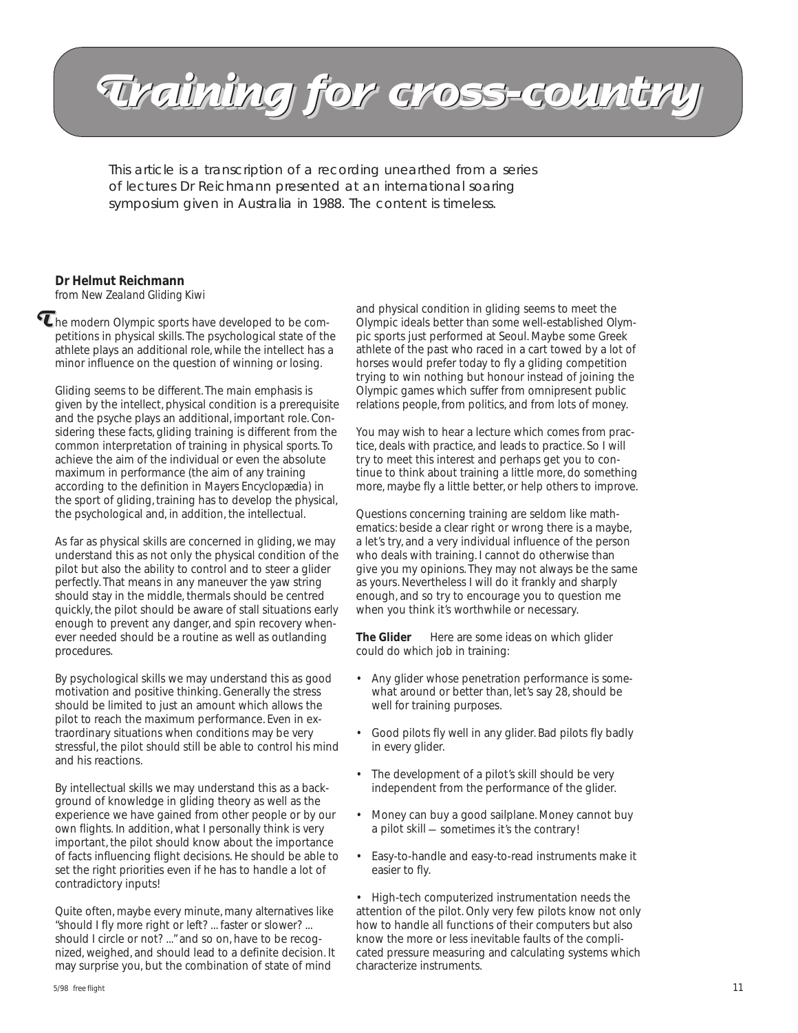# Training for cross-country

*This article is a transcription of a recording unearthed from a series of lectures Dr Reichmann presented at an international soaring symposium given in Australia in 1988. The content is timeless.*

**Dr Helmut Reichmann**
*from New Zealand Gliding Kiwi*

The modern Olympic sports have developed to be competitions in physical skills. The psychological state of the athlete plays an additional role, while the intellect has a minor influence on the question of winning or losing.

Gliding seems to be different. The main emphasis is given by the intellect, physical condition is a prerequisite and the psyche plays an additional, important role. Considering these facts, gliding training is different from the common interpretation of training in physical sports. To achieve the aim of the individual or even the absolute maximum in performance (the aim of any training according to the definition in *Mayers Encyclopædia*) in the sport of gliding, training has to develop the physical, the psychological and, in addition, the intellectual.

As far as physical skills are concerned in gliding, we may understand this as not only the physical condition of the pilot but also the ability to control and to steer a glider perfectly. That means in any maneuver the yaw string should stay in the middle, thermals should be centred quickly, the pilot should be aware of stall situations early enough to prevent any danger, and spin recovery whenever needed should be a routine as well as outlanding procedures.

By psychological skills we may understand this as good motivation and positive thinking. Generally the stress should be limited to just an amount which allows the pilot to reach the maximum performance. Even in extraordinary situations when conditions may be very stressful, the pilot should still be able to control his mind and his reactions.

By intellectual skills we may understand this as a background of knowledge in gliding theory as well as the experience we have gained from other people or by our own flights. In addition, what I personally think is very important, the pilot should know about the importance of facts influencing flight decisions. He should be able to set the right priorities even if he has to handle a lot of contradictory inputs!

Quite often, maybe every minute, many alternatives like "should I fly more right or left? ... faster or slower? ... should I circle or not? ..." and so on, have to be recognized, weighed, and should lead to a definite decision. It may surprise you, but the combination of state of mind and physical condition in gliding seems to meet the Olympic ideals better than some well-established Olympic sports just performed at Seoul. Maybe some Greek athlete of the past who raced in a cart towed by a lot of horses would prefer today to fly a gliding competition trying to win nothing but honour instead of joining the Olympic games which suffer from omnipresent public relations people, from politics, and from lots of money.

You may wish to hear a lecture which comes from practice, deals with practice, and leads to practice. So I will try to meet this interest and perhaps get you to continue to think about training a little more, do something more, maybe fly a little better, or help others to improve.

Questions concerning training are seldom like mathematics: beside a clear right or wrong there is a maybe, a let's try, and a very individual influence of the person who deals with training. I cannot do otherwise than give you my opinions. They may not always be the same as yours. Nevertheless I will do it frankly and sharply enough, and so try to encourage you to question me when you think it's worthwhile or necessary.

**The Glider** Here are some ideas on which glider could do which job in training:

- Any glider whose penetration performance is somewhat around or better than, let's say 28, should be well for training purposes.
- Good pilots fly well in any glider. Bad pilots fly badly in every glider.
- The development of a pilot's skill should be very independent from the performance of the glider.
- Money can buy a good sailplane. Money cannot buy a pilot skill — sometimes it's the contrary!
- Easy-to-handle and easy-to-read instruments make it easier to fly.
- High-tech computerized instrumentation needs the attention of the pilot. Only very few pilots know not only how to handle all functions of their computers but also know the more or less inevitable faults of the complicated pressure measuring and calculating systems which characterize instruments.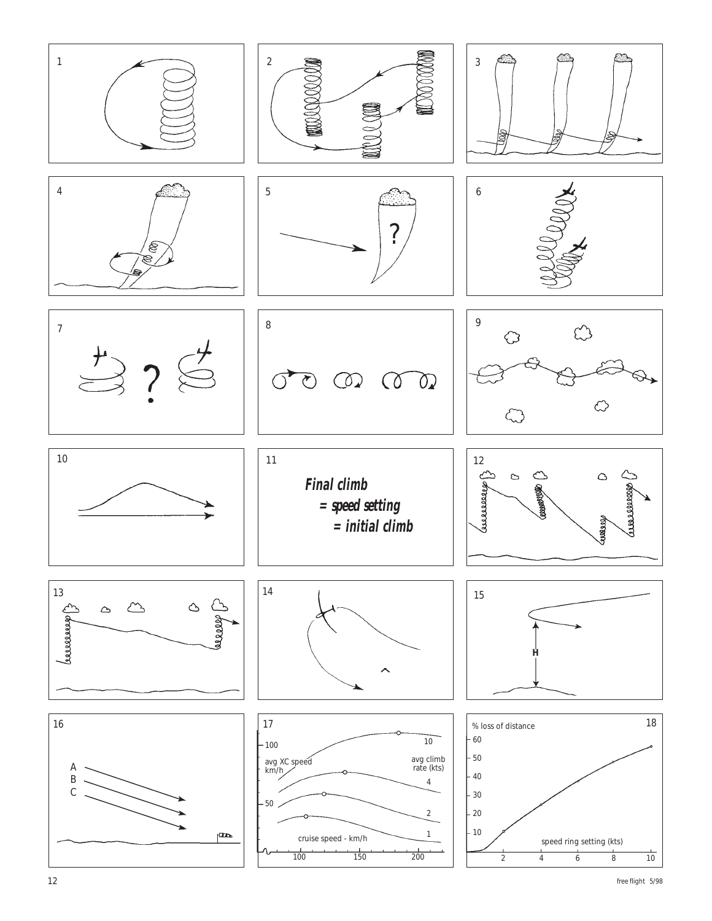1

2

3

4

5

?

6

7

?

8

9

10

11

***Final climb***
***= speed setting***
***= initial climb***

12

13

14

15

H

16

A
B
C

17

avg XC speed km/h

100

50

avg climb rate (kts)

10

4

2

1

cruise speed - km/h

100 150 200

18

% loss of distance

60
50
40
30
20
10

speed ring setting (kts)

2 4 6 8 10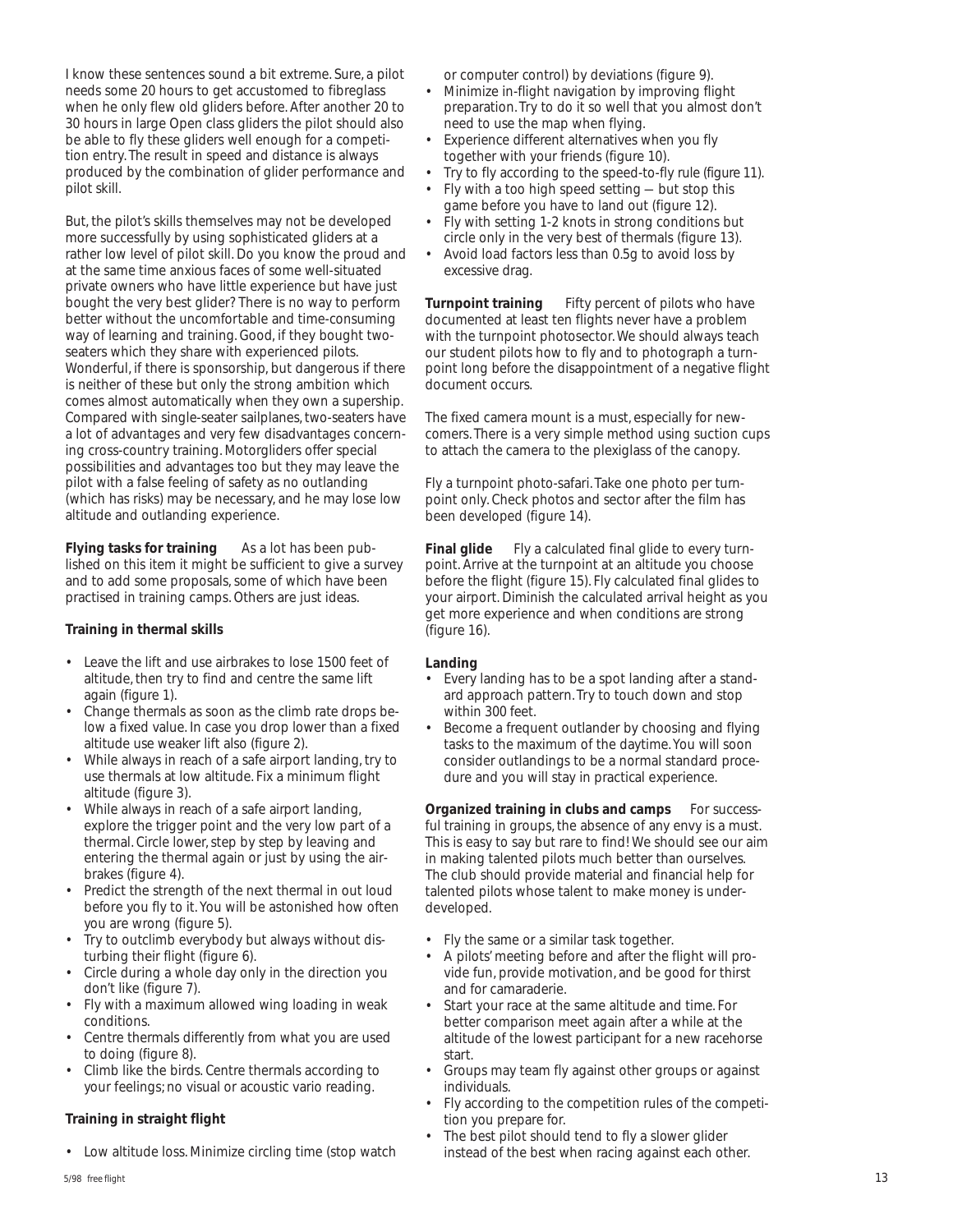I know these sentences sound a bit extreme. Sure, a pilot needs some 20 hours to get accustomed to fibreglass when he only flew old gliders before. After another 20 to 30 hours in large Open class gliders the pilot should also be able to fly these gliders well enough for a competition entry. The result in speed and distance is always produced by the combination of glider performance and pilot skill.

But, the pilot's skills themselves may not be developed more successfully by using sophisticated gliders at a rather low level of pilot skill. Do you know the proud and at the same time anxious faces of some well-situated private owners who have little experience but have just bought the very best glider? There is no way to perform better without the uncomfortable and time-consuming way of learning and training. Good, if they bought two-seaters which they share with experienced pilots. Wonderful, if there is sponsorship, but dangerous if there is neither of these but only the strong ambition which comes almost automatically when they own a supership. Compared with single-seater sailplanes, two-seaters have a lot of advantages and very few disadvantages concerning cross-country training. Motorgliders offer special possibilities and advantages too but they may leave the pilot with a false feeling of safety as no outlanding (which has risks) may be necessary, and he may lose low altitude and outlanding experience.

**Flying tasks for training** As a lot has been published on this item it might be sufficient to give a survey and to add some proposals, some of which have been practised in training camps. Others are just ideas.

**Training in thermal skills**

- Leave the lift and use airbrakes to lose 1500 feet of altitude, then try to find and centre the same lift again (figure 1).
- Change thermals as soon as the climb rate drops below a fixed value. In case you drop lower than a fixed altitude use weaker lift also (figure 2).
- While always in reach of a safe airport landing, try to use thermals at low altitude. Fix a minimum flight altitude (figure 3).
- While always in reach of a safe airport landing, explore the trigger point and the very low part of a thermal. Circle lower, step by step by leaving and entering the thermal again or just by using the airbrakes (figure 4).
- Predict the strength of the next thermal in out loud before you fly to it. You will be astonished how often you are wrong (figure 5).
- Try to outclimb everybody but always without disturbing their flight (figure 6).
- Circle during a whole day only in the direction you don't like (figure 7).
- Fly with a maximum allowed wing loading in weak conditions.
- Centre thermals differently from what you are used to doing (figure 8).
- Climb like the birds. Centre thermals according to your feelings; no visual or acoustic vario reading.

**Training in straight flight**

- Low altitude loss. Minimize circling time (stop watch or computer control) by deviations (figure 9).
- Minimize in-flight navigation by improving flight preparation. Try to do it so well that you almost don't need to use the map when flying.
- Experience different alternatives when you fly together with your friends (figure 10).
- Try to fly according to the speed-to-fly rule (figure 11).
- Fly with a too high speed setting — but stop this game before you have to land out (figure 12).
- Fly with setting 1-2 knots in strong conditions but circle only in the very best of thermals (figure 13).
- Avoid load factors less than 0.5g to avoid loss by excessive drag.

**Turnpoint training** Fifty percent of pilots who have documented at least ten flights never have a problem with the turnpoint photosector. We should always teach our student pilots how to fly and to photograph a turnpoint long before the disappointment of a negative flight document occurs.

The fixed camera mount is a must, especially for newcomers. There is a very simple method using suction cups to attach the camera to the plexiglass of the canopy.

Fly a turnpoint photo-safari. Take one photo per turnpoint only. Check photos and sector after the film has been developed (figure 14).

**Final glide** Fly a calculated final glide to every turnpoint. Arrive at the turnpoint at an altitude you choose before the flight (figure 15). Fly calculated final glides to your airport. Diminish the calculated arrival height as you get more experience and when conditions are strong (figure 16).

**Landing**

- Every landing has to be a spot landing after a standard approach pattern. Try to touch down and stop within 300 feet.
- Become a frequent outlander by choosing and flying tasks to the maximum of the daytime. You will soon consider outlandings to be a normal standard procedure and you will stay in practical experience.

**Organized training in clubs and camps** For successful training in groups, the absence of any envy is a must. This is easy to say but rare to find! We should see our aim in making talented pilots much better than ourselves. The club should provide material and financial help for talented pilots whose talent to make money is underdeveloped.

- Fly the same or a similar task together.
- A pilots' meeting before and after the flight will provide fun, provide motivation, and be good for thirst and for camaraderie.
- Start your race at the same altitude and time. For better comparison meet again after a while at the altitude of the lowest participant for a new racehorse start.
- Groups may team fly against other groups or against individuals.
- Fly according to the competition rules of the competition you prepare for.
- The best pilot should tend to fly a slower glider instead of the best when racing against each other.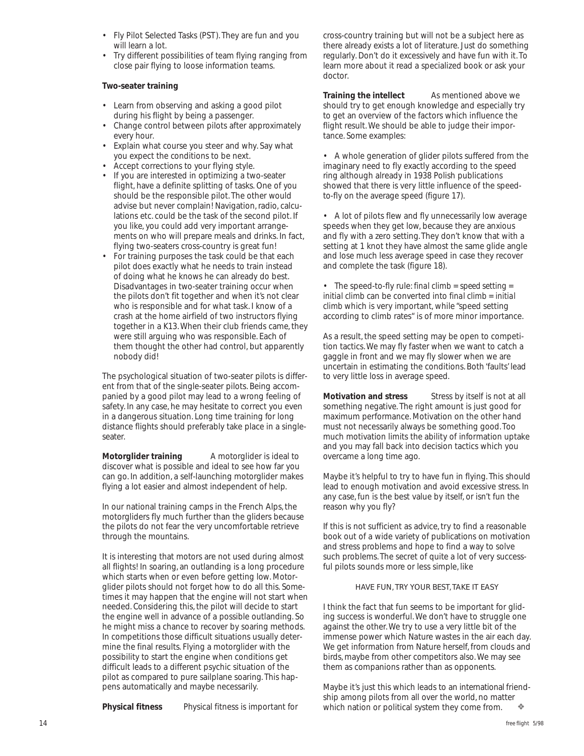- Fly Pilot Selected Tasks (PST). They are fun and you will learn a lot.
- Try different possibilities of team flying ranging from close pair flying to loose information teams.

**Two-seater training**

- Learn from observing and asking a good pilot during his flight by being a passenger.
- Change control between pilots after approximately every hour.
- Explain what course you steer and why. Say what you expect the conditions to be next.
- Accept corrections to your flying style.
- If you are interested in optimizing a two-seater flight, have a definite splitting of tasks. One of you should be the responsible pilot. The other would advise but never complain! Navigation, radio, calculations etc. could be the task of the second pilot. If you like, you could add very important arrangements on who will prepare meals and drinks. In fact, flying two-seaters cross-country is great fun!
- For training purposes the task could be that each pilot does exactly what he needs to train instead of doing what he knows he can already do best. Disadvantages in two-seater training occur when the pilots don't fit together and when it's not clear who is responsible and for what task. I know of a crash at the home airfield of two instructors flying together in a K13. When their club friends came, they were still arguing who was responsible. Each of them thought the other had control, but apparently nobody did!

The psychological situation of two-seater pilots is different from that of the single-seater pilots. Being accompanied by a good pilot may lead to a wrong feeling of safety. In any case, he may hesitate to correct you even in a dangerous situation. Long time training for long distance flights should preferably take place in a single-seater.

**Motorglider training** A motorglider is ideal to discover what is possible and ideal to see how far you can go. In addition, a self-launching motorglider makes flying a lot easier and almost independent of help.

In our national training camps in the French Alps, the motorgliders fly much further than the gliders because the pilots do not fear the very uncomfortable retrieve through the mountains.

It is interesting that motors are not used during almost all flights! In soaring, an outlanding is a long procedure which starts when or even before getting low. Motorglider pilots should not forget how to do all this. Sometimes it may happen that the engine will not start when needed. Considering this, the pilot will decide to start the engine well in advance of a possible outlanding. So he might miss a chance to recover by soaring methods. In competitions those difficult situations usually determine the final results. Flying a motorglider with the possibility to start the engine when conditions get difficult leads to a different psychic situation of the pilot as compared to pure sailplane soaring. This happens automatically and maybe necessarily.

**Physical fitness** Physical fitness is important for cross-country training but will not be a subject here as there already exists a lot of literature. Just do something regularly. Don't do it excessively and have fun with it. To learn more about it read a specialized book or ask your doctor.

**Training the intellect** As mentioned above we should try to get enough knowledge and especially try to get an overview of the factors which influence the flight result. We should be able to judge their importance. Some examples:

- A whole generation of glider pilots suffered from the imaginary need to fly exactly according to the speed ring although already in 1938 Polish publications showed that there is very little influence of the speed-to-fly on the average speed (figure 17).

- A lot of pilots flew and fly unnecessarily low average speeds when they get low, because they are anxious and fly with a zero setting. They don't know that with a setting at 1 knot they have almost the same glide angle and lose much less average speed in case they recover and complete the task (figure 18).

- The speed-to-fly rule: *final climb = speed setting = initial climb* can be converted into *final climb = initial climb* which is very important, while "speed setting according to climb rates" is of more minor importance.

As a result, the speed setting may be open to competition tactics. We may fly faster when we want to catch a gaggle in front and we may fly slower when we are uncertain in estimating the conditions. Both 'faults' lead to very little loss in average speed.

**Motivation and stress** Stress by itself is not at all something negative. The right amount is just good for maximum performance. Motivation on the other hand must not necessarily always be something good. Too much motivation limits the ability of information uptake and you may fall back into decision tactics which you overcame a long time ago.

Maybe it's helpful to try to have fun in flying. This should lead to enough motivation and avoid excessive stress. In any case, fun is the best value by itself, or isn't fun the reason why you fly?

If this is not sufficient as advice, try to find a reasonable book out of a wide variety of publications on motivation and stress problems and hope to find a way to solve such problems. The secret of quite a lot of very successful pilots sounds more or less simple, like

HAVE FUN, TRY YOUR BEST, TAKE IT EASY

I think the fact that fun seems to be important for gliding success is wonderful. We don't have to struggle one against the other. We try to use a very little bit of the immense power which Nature wastes in the air each day. We get information from Nature herself, from clouds and birds, maybe from other competitors also. We may see them as companions rather than as opponents.

Maybe it's just this which leads to an international friendship among pilots from all over the world, no matter which nation or political system they come from. ❖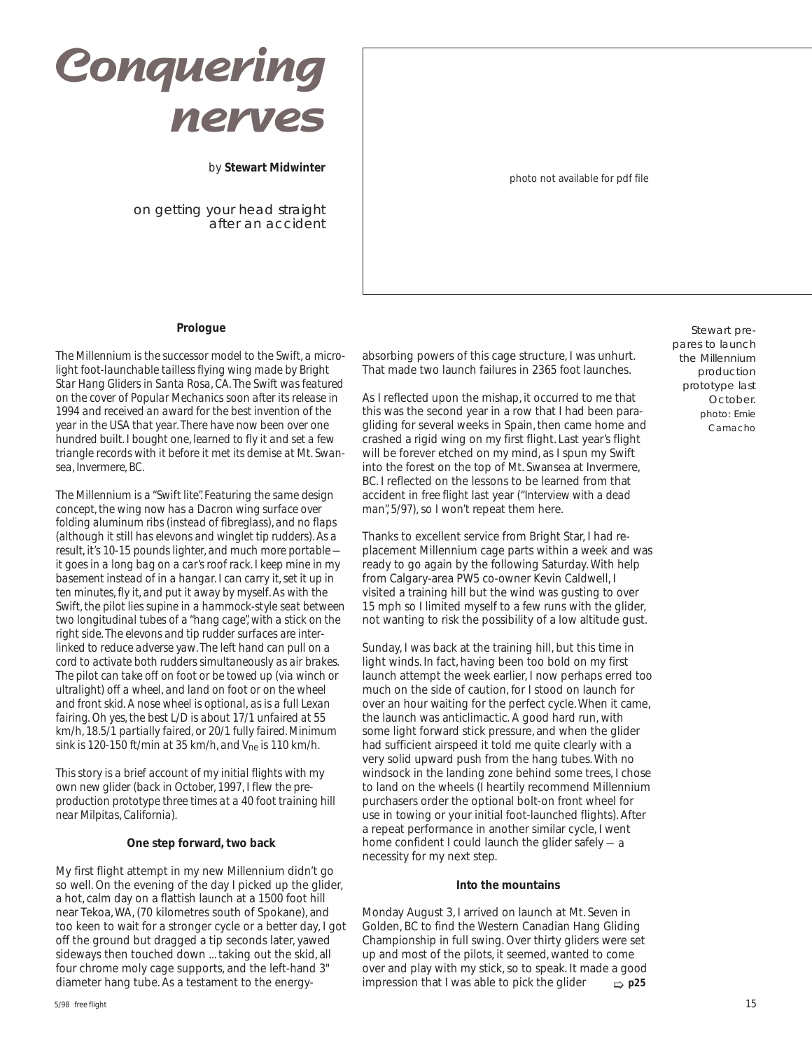# Conquering nerves

by **Stewart Midwinter**

on getting your head straight after an accident

photo not available for pdf file

Stewart prepares to launch the Millennium production prototype last October. photo: Ernie Camacho

**Prologue**

*The Millennium is the successor model to the Swift, a microlight foot-launchable tailless flying wing made by Bright Star Hang Gliders in Santa Rosa, CA. The Swift was featured on the cover of Popular Mechanics soon after its release in 1994 and received an award for the best invention of the year in the USA that year. There have now been over one hundred built. I bought one, learned to fly it and set a few triangle records with it before it met its demise at Mt. Swansea, Invermere, BC.*

*The Millennium is a "Swift lite". Featuring the same design concept, the wing now has a Dacron wing surface over folding aluminum ribs (instead of fibreglass), and no flaps (although it still has elevons and winglet tip rudders). As a result, it's 10-15 pounds lighter, and much more portable — it goes in a long bag on a car's roof rack. I keep mine in my basement instead of in a hangar. I can carry it, set it up in ten minutes, fly it, and put it away by myself. As with the Swift, the pilot lies supine in a hammock-style seat between two longitudinal tubes of a "hang cage", with a stick on the right side. The elevons and tip rudder surfaces are interlinked to reduce adverse yaw. The left hand can pull on a cord to activate both rudders simultaneously as air brakes. The pilot can take off on foot or be towed up (via winch or ultralight) off a wheel, and land on foot or on the wheel and front skid. A nose wheel is optional, as is a full Lexan fairing. Oh yes, the best L/D is about 17/1 unfaired at 55 km/h, 18.5/1 partially faired, or 20/1 fully faired. Minimum sink is 120-150 ft/min at 35 km/h, and $V_{ne}$ is 110 km/h.*

*This story is a brief account of my initial flights with my own new glider (back in October, 1997, I flew the pre-production prototype three times at a 40 foot training hill near Milpitas, California).*

**One step forward, two back**

My first flight attempt in my new Millennium didn't go so well. On the evening of the day I picked up the glider, a hot, calm day on a flattish launch at a 1500 foot hill near Tekoa, WA, (70 kilometres south of Spokane), and too keen to wait for a stronger cycle or a better day, I got off the ground but dragged a tip seconds later, yawed sideways then touched down ... taking out the skid, all four chrome moly cage supports, and the left-hand 3" diameter hang tube. As a testament to the energy-absorbing powers of this cage structure, I was unhurt. That made two launch failures in 2365 foot launches.

As I reflected upon the mishap, it occurred to me that this was the second year in a row that I had been paragliding for several weeks in Spain, then came home and crashed a rigid wing on my first flight. Last year's flight will be forever etched on my mind, as I spun my Swift into the forest on the top of Mt. Swansea at Invermere, BC. I reflected on the lessons to be learned from that accident in free flight last year ("Interview with a dead man", 5/97), so I won't repeat them here.

Thanks to excellent service from Bright Star, I had replacement Millennium cage parts within a week and was ready to go again by the following Saturday. With help from Calgary-area PW5 co-owner Kevin Caldwell, I visited a training hill but the wind was gusting to over 15 mph so I limited myself to a few runs with the glider, not wanting to risk the possibility of a low altitude gust.

Sunday, I was back at the training hill, but this time in light winds. In fact, having been too bold on my first launch attempt the week earlier, I now perhaps erred too much on the side of caution, for I stood on launch for over an hour waiting for the perfect cycle. When it came, the launch was anticlimactic. A good hard run, with some light forward stick pressure, and when the glider had sufficient airspeed it told me quite clearly with a very solid upward push from the hang tubes. With no windsock in the landing zone behind some trees, I chose to land on the wheels (I heartily recommend Millennium purchasers order the optional bolt-on front wheel for use in towing or your initial foot-launched flights). After a repeat performance in another similar cycle, I went home confident I could launch the glider safely — a necessity for my next step.

**Into the mountains**

Monday August 3, I arrived on launch at Mt. Seven in Golden, BC to find the Western Canadian Hang Gliding Championship in full swing. Over thirty gliders were set up and most of the pilots, it seemed, wanted to come over and play with my stick, so to speak. It made a good impression that I was able to pick the glider ⇨ **p25**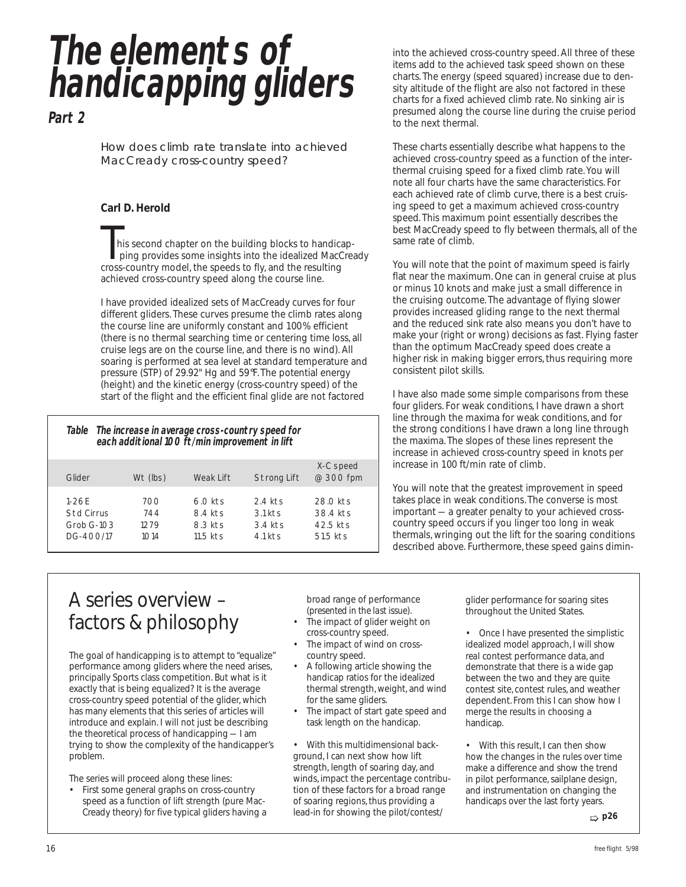# The elements of handicapping gliders

## Part 2

How does climb rate translate into achieved MacCready cross-country speed?

**Carl D. Herold**

This second chapter on the building blocks to handicapping provides some insights into the idealized MacCready cross-country model, the speeds to fly, and the resulting achieved cross-country speed along the course line.

I have provided idealized sets of MacCready curves for four different gliders. These curves presume the climb rates along the course line are uniformly constant and 100% efficient (there is no thermal searching time or centering time loss, all cruise legs are on the course line, and there is no wind). All soaring is performed at sea level at standard temperature and pressure (STP) of 29.92" Hg and 59°F. The potential energy (height) and the kinetic energy (cross-country speed) of the start of the flight and the efficient final glide are not factored into the achieved cross-country speed. All three of these items add to the achieved task speed shown on these charts. The energy (speed squared) increase due to density altitude of the flight are also not factored in these charts for a fixed achieved climb rate. No sinking air is presumed along the course line during the cruise period to the next thermal.

**Table The increase in average cross-country speed for each additional 100 ft/min improvement in lift**

| Glider | Wt (lbs) | Weak Lift | Strong Lift | X-C speed @ 300 fpm |
|---|---|---|---|---|
| 1-26E | 700 | 6.0 kts | 2.4 kts | 28.0 kts |
| Std Cirrus | 744 | 8.4 kts | 3.1 kts | 38.4 kts |
| Grob G-103 | 1279 | 8.3 kts | 3.4 kts | 42.5 kts |
| DG-400/17 | 1014 | 11.5 kts | 4.1 kts | 51.5 kts |

These charts essentially describe what happens to the achieved cross-country speed as a function of the interthermal cruising speed for a fixed climb rate. You will note all four charts have the same characteristics. For each achieved rate of climb curve, there is a best cruising speed to get a maximum achieved cross-country speed. This maximum point essentially describes the best MacCready speed to fly between thermals, all of the same rate of climb.

You will note that the point of maximum speed is fairly flat near the maximum. One can in general cruise at plus or minus 10 knots and make just a small difference in the cruising outcome. The advantage of flying slower provides increased gliding range to the next thermal and the reduced sink rate also means you don't have to make your (right or wrong) decisions as fast. Flying faster than the optimum MacCready speed does create a higher risk in making bigger errors, thus requiring more consistent pilot skills.

I have also made some simple comparisons from these four gliders. For weak conditions, I have drawn a short line through the maxima for weak conditions, and for the strong conditions I have drawn a long line through the maxima. The slopes of these lines represent the increase in cross-country speed in knots per increase in 100 ft/min rate of climb.

You will note that the greatest improvement in speed takes place in weak conditions. The converse is most important — a greater penalty to your achieved cross-country speed occurs if you linger too long in weak thermals, wringing out the lift for the soaring conditions described above. Furthermore, these speed gains dimin-

## A series overview – factors & philosophy

The goal of handicapping is to attempt to "equalize" performance among gliders where the need arises, principally Sports class competition. But what is it exactly that is being equalized? It is the average cross-country speed potential of the glider, which has many elements that this series of articles will introduce and explain. I will not just be describing the theoretical process of handicapping — I am trying to show the complexity of the handicapper's problem.

The series will proceed along these lines:

- First some general graphs on cross-country speed as a function of lift strength (pure MacCready theory) for five typical gliders having a broad range of performance (presented in the last issue).
- The impact of glider weight on cross-country speed.
- The impact of wind on cross-country speed.
- A following article showing the handicap ratios for the idealized thermal strength, weight, and wind for the same gliders.
- The impact of start gate speed and task length on the handicap.
- With this multidimensional background, I can next show how lift strength, length of soaring day, and winds, impact the percentage contribution of these factors for a broad range of soaring regions, thus providing a lead-in for showing the pilot/contest/glider performance for soaring sites throughout the United States.
- Once I have presented the simplistic idealized model approach, I will show real contest performance data, and demonstrate that there is a wide gap between the two and they are quite contest site, contest rules, and weather dependent. From this I can show how I merge the results in choosing a handicap.
- With this result, I can then show how the changes in the rules over time make a difference and show the trend in pilot performance, sailplane design, and instrumentation on changing the handicaps over the last forty years.

⇨ p26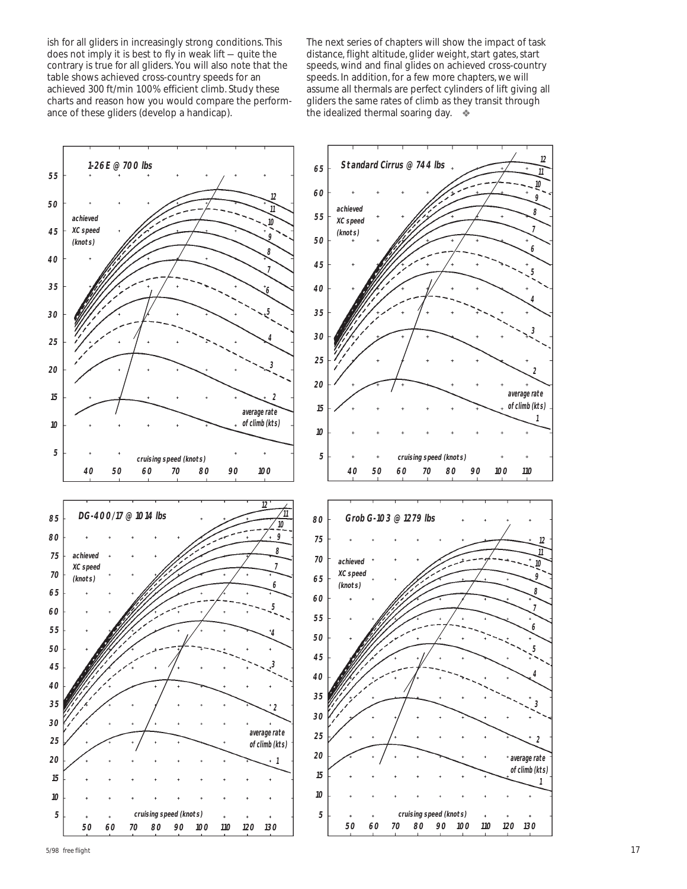ish for all gliders in increasingly strong conditions. This does not imply it is best to fly in weak lift — quite the contrary is true for all gliders. You will also note that the table shows achieved cross-country speeds for an achieved 300 ft/min 100% efficient climb. Study these charts and reason how you would compare the performance of these gliders (develop a handicap).

The next series of chapters will show the impact of task distance, flight altitude, glider weight, start gates, start speeds, wind and final glides on achieved cross-country speeds. In addition, for a few more chapters, we will assume all thermals are perfect cylinders of lift giving all gliders the same rates of climb as they transit through the idealized thermal soaring day. ❖

**1-26E @ 700 lbs**

Chart: achieved XC speed (knots) vs. cruising speed (knots), curves for average rate of climb (kts) 2–12.

**Standard Cirrus @ 744 lbs**

Chart: achieved XC speed (knots) vs. cruising speed (knots), curves for average rate of climb (kts) 1–12.

**DG-400/17 @ 1014 lbs**

Chart: achieved XC speed (knots) vs. cruising speed (knots), curves for average rate of climb (kts) 1–12.

**Grob G-103 @ 1279 lbs**

Chart: achieved XC speed (knots) vs. cruising speed (knots), curves for average rate of climb (kts) 1–12.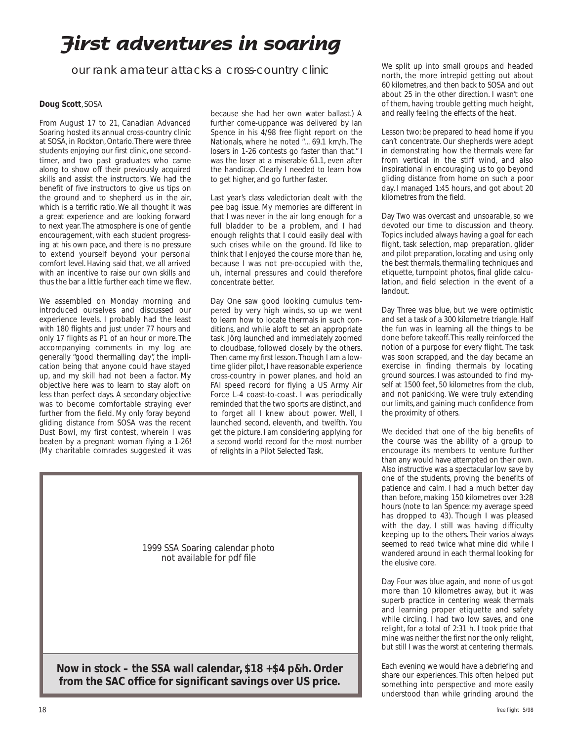# First adventures in soaring

our rank amateur attacks a cross-country clinic

**Doug Scott**, SOSA

From August 17 to 21, Canadian Advanced Soaring hosted its annual cross-country clinic at SOSA, in Rockton, Ontario. There were three students enjoying our first clinic, one second-timer, and two past graduates who came along to show off their previously acquired skills and assist the instructors. We had the benefit of five instructors to give us tips on the ground and to shepherd us in the air, which is a terrific ratio. We all thought it was a great experience and are looking forward to next year. The atmosphere is one of gentle encouragement, with each student progressing at his own pace, and there is no pressure to extend yourself beyond your personal comfort level. Having said that, we all arrived with an incentive to raise our own skills and thus the bar a little further each time we flew.

We assembled on Monday morning and introduced ourselves and discussed our experience levels. I probably had the least with 180 flights and just under 77 hours and only 17 flights as P1 of an hour or more. The accompanying comments in my log are generally "good thermalling day", the implication being that anyone could have stayed up, and my skill had not been a factor. My objective here was to learn to stay aloft on less than perfect days. A secondary objective was to become comfortable straying ever further from the field. My only foray beyond gliding distance from SOSA was the recent Dust Bowl, my first contest, wherein I was beaten by a pregnant woman flying a 1-26! (My charitable comrades suggested it was because she had her own water ballast.) A further come-uppance was delivered by Ian Spence in his 4/98 free flight report on the Nationals, where he noted "... 69.1 km/h. The losers in 1-26 contests go faster than that." I was the loser at a miserable 61.1, even after the handicap. Clearly I needed to learn how to get higher, and go further faster.

Last year's class valedictorian dealt with the pee bag issue. My memories are different in that I was never in the air long enough for a full bladder to be a problem, and I had enough relights that I could easily deal with such crises while on the ground. I'd like to think that I enjoyed the course more than he, because I was not pre-occupied with the, uh, internal pressures and could therefore concentrate better.

Day One saw good looking cumulus tempered by very high winds, so up we went to learn how to locate thermals in such conditions, and while aloft to set an appropriate task. Jörg launched and immediately zoomed to cloudbase, followed closely by the others. Then came my first lesson. Though I am a low-time glider pilot, I have reasonable experience cross-country in power planes, and hold an FAI speed record for flying a US Army Air Force L-4 coast-to-coast. I was periodically reminded that the two sports are distinct, and to forget all I knew about power. Well, I launched second, eleventh, and twelfth. You get the picture. I am considering applying for a second world record for the most number of relights in a Pilot Selected Task.

1999 SSA Soaring calendar photo not available for pdf file

**Now in stock – the SSA wall calendar, $18 +$4 p&h. Order from the SAC office for significant savings over US price.**

We split up into small groups and headed north, the more intrepid getting out about 60 kilometres, and then back to SOSA and out about 25 in the other direction. I wasn't one of them, having trouble getting much height, and really feeling the effects of the heat.

Lesson two: be prepared to head home if you can't concentrate. Our shepherds were adept in demonstrating how the thermals were far from vertical in the stiff wind, and also inspirational in encouraging us to go beyond gliding distance from home on such a poor day. I managed 1:45 hours, and got about 20 kilometres from the field.

Day Two was overcast and unsoarable, so we devoted our time to discussion and theory. Topics included always having a goal for each flight, task selection, map preparation, glider and pilot preparation, locating and using only the best thermals, thermalling techniques and etiquette, turnpoint photos, final glide calculation, and field selection in the event of a landout.

Day Three was blue, but we were optimistic and set a task of a 300 kilometre triangle. Half the fun was in learning all the things to be done before takeoff. This really reinforced the notion of a purpose for every flight. The task was soon scrapped, and the day became an exercise in finding thermals by locating ground sources. I was astounded to find myself at 1500 feet, 50 kilometres from the club, and not panicking. We were truly extending our limits, and gaining much confidence from the proximity of others.

We decided that one of the big benefits of the course was the ability of a group to encourage its members to venture further than any would have attempted on their own. Also instructive was a spectacular low save by one of the students, proving the benefits of patience and calm. I had a much better day than before, making 150 kilometres over 3:28 hours (note to Ian Spence: my average speed has dropped to 43). Though I was pleased with the day, I still was having difficulty keeping up to the others. Their varios always seemed to read twice what mine did while I wandered around in each thermal looking for the elusive core.

Day Four was blue again, and none of us got more than 10 kilometres away, but it was superb practice in centering weak thermals and learning proper etiquette and safety while circling. I had two low saves, and one relight, for a total of 2:31 h. I took pride that mine was neither the first nor the only relight, but still I was the worst at centering thermals.

Each evening we would have a debriefing and share our experiences. This often helped put something into perspective and more easily understood than while grinding around the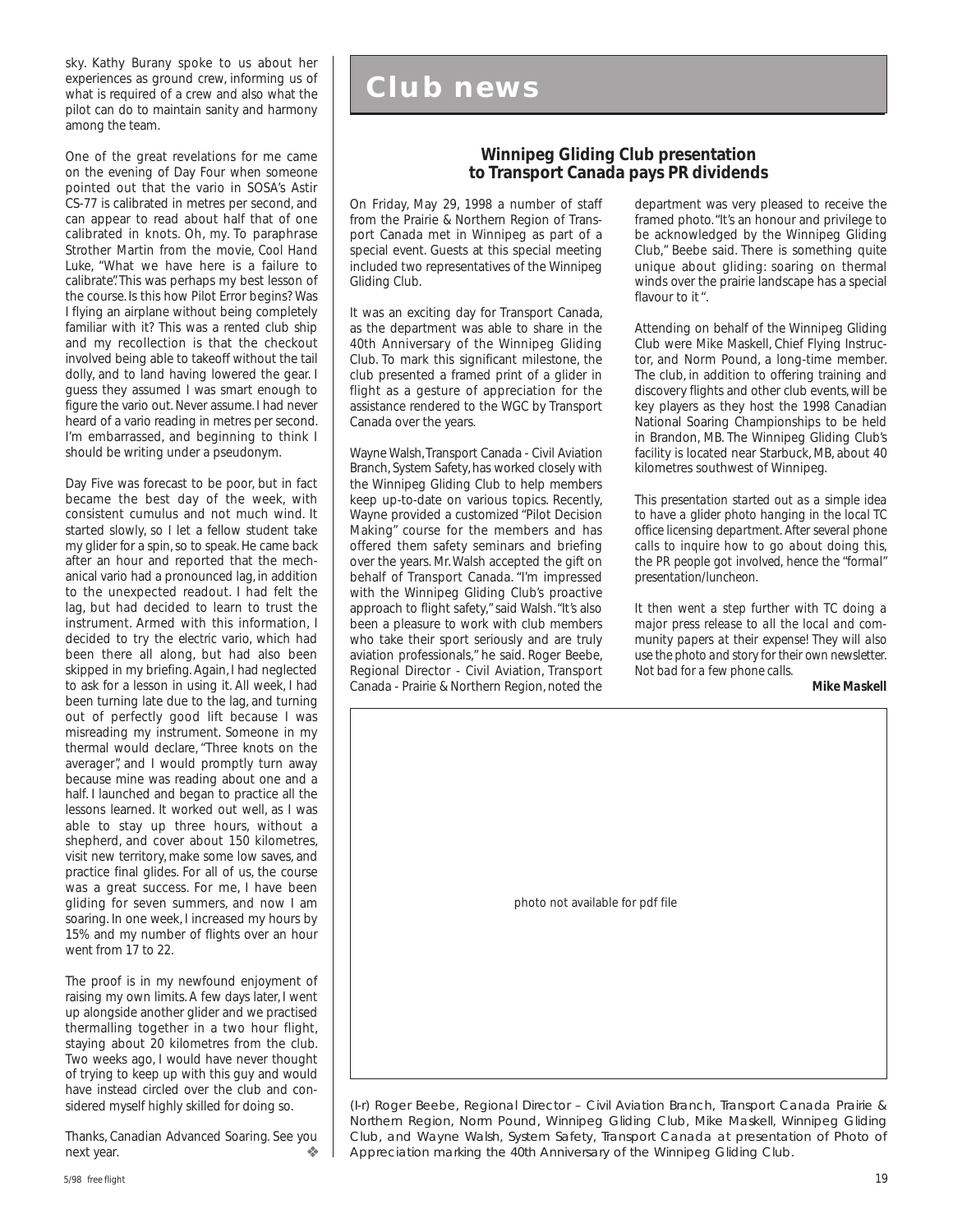sky. Kathy Burany spoke to us about her experiences as ground crew, informing us of what is required of a crew and also what the pilot can do to maintain sanity and harmony among the team.

One of the great revelations for me came on the evening of Day Four when someone pointed out that the vario in SOSA's Astir CS-77 is calibrated in metres per second, and can appear to read about half that of one calibrated in knots. Oh, my. To paraphrase Strother Martin from the movie, *Cool Hand Luke*, "What we have here is a failure to calibrate". This was perhaps my best lesson of the course. Is this how Pilot Error begins? Was I flying an airplane without being completely familiar with it? This was a rented club ship and my recollection is that the checkout involved being able to takeoff without the tail dolly, and to land having lowered the gear. I guess they assumed I was smart enough to figure the vario out. Never assume. I had never heard of a vario reading in metres per second. I'm embarrassed, and beginning to think I should be writing under a pseudonym.

Day Five was forecast to be poor, but in fact became the best day of the week, with consistent cumulus and not much wind. It started slowly, so I let a fellow student take my glider for a spin, so to speak. He came back after an hour and reported that the mechanical vario had a pronounced lag, in addition to the unexpected readout. I had felt the lag, but had decided to learn to trust the instrument. Armed with this information, I decided to try the electric vario, which had been there all along, but had also been skipped in my briefing. Again, I had neglected to ask for a lesson in using it. All week, I had been turning late due to the lag, and turning out of perfectly good lift because I was misreading my instrument. Someone in my thermal would declare, "Three knots on the averager", and I would promptly turn away because mine was reading about one and a half. I launched and began to practice all the lessons learned. It worked out well, as I was able to stay up three hours, without a shepherd, and cover about 150 kilometres, visit new territory, make some low saves, and practice final glides. For all of us, the course was a great success. For me, I have been gliding for seven summers, and now I am soaring. In one week, I increased my hours by 15% and my number of flights over an hour went from 17 to 22.

The proof is in my newfound enjoyment of raising my own limits. A few days later, I went up alongside another glider and we practised thermalling together in a two hour flight, staying about 20 kilometres from the club. Two weeks ago, I would have never thought of trying to keep up with this guy and would have instead circled over the club and considered myself highly skilled for doing so.

Thanks, Canadian Advanced Soaring. See you next year. ❖

# Club news

## Winnipeg Gliding Club presentation to Transport Canada pays PR dividends

On Friday, May 29, 1998 a number of staff from the Prairie & Northern Region of Transport Canada met in Winnipeg as part of a special event. Guests at this special meeting included two representatives of the Winnipeg Gliding Club.

It was an exciting day for Transport Canada, as the department was able to share in the 40th Anniversary of the Winnipeg Gliding Club. To mark this significant milestone, the club presented a framed print of a glider in flight as a gesture of appreciation for the assistance rendered to the WGC by Transport Canada over the years.

Wayne Walsh, Transport Canada - Civil Aviation Branch, System Safety, has worked closely with the Winnipeg Gliding Club to help members keep up-to-date on various topics. Recently, Wayne provided a customized "Pilot Decision Making" course for the members and has offered them safety seminars and briefing over the years. Mr. Walsh accepted the gift on behalf of Transport Canada. "I'm impressed with the Winnipeg Gliding Club's proactive approach to flight safety," said Walsh. "It's also been a pleasure to work with club members who take their sport seriously and are truly aviation professionals," he said. Roger Beebe, Regional Director - Civil Aviation, Transport Canada - Prairie & Northern Region, noted the department was very pleased to receive the framed photo. "It's an honour and privilege to be acknowledged by the Winnipeg Gliding Club," Beebe said. There is something quite unique about gliding: soaring on thermal winds over the prairie landscape has a special flavour to it ".

Attending on behalf of the Winnipeg Gliding Club were Mike Maskell, Chief Flying Instructor, and Norm Pound, a long-time member. The club, in addition to offering training and discovery flights and other club events, will be key players as they host the 1998 Canadian National Soaring Championships to be held in Brandon, MB. The Winnipeg Gliding Club's facility is located near Starbuck, MB, about 40 kilometres southwest of Winnipeg.

*This presentation started out as a simple idea to have a glider photo hanging in the local TC office licensing department. After several phone calls to inquire how to go about doing this, the PR people got involved, hence the "formal" presentation/luncheon.*

*It then went a step further with TC doing a major press release to all the local and community papers at their expense! They will also use the photo and story for their own newsletter. Not bad for a few phone calls.*

**Mike Maskell**

photo not available for pdf file

(l-r) Roger Beebe, Regional Director – Civil Aviation Branch, Transport Canada Prairie & Northern Region, Norm Pound, Winnipeg Gliding Club, Mike Maskell, Winnipeg Gliding Club, and Wayne Walsh, System Safety, Transport Canada at presentation of Photo of Appreciation marking the 40th Anniversary of the Winnipeg Gliding Club.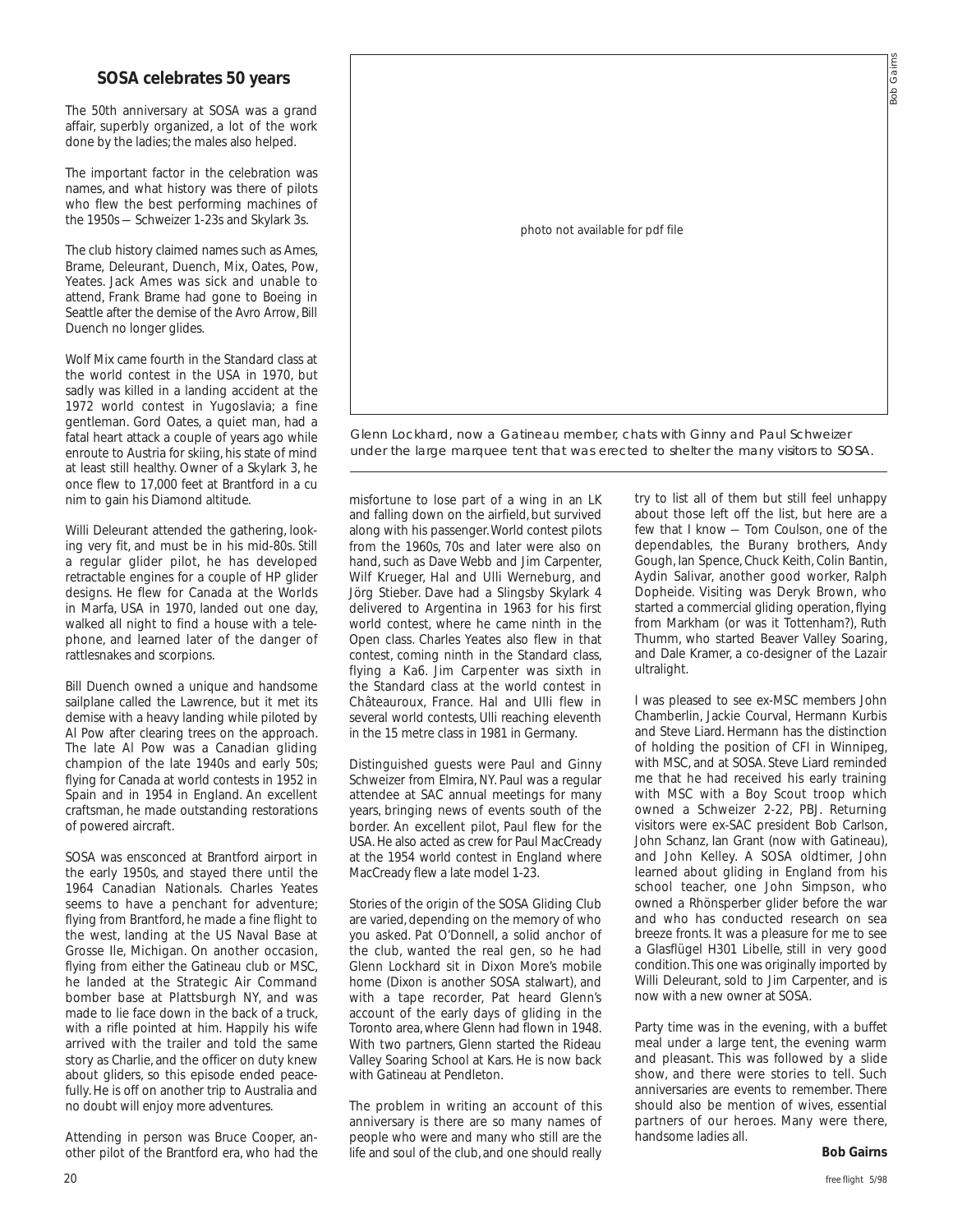## SOSA celebrates 50 years

The 50th anniversary at SOSA was a grand affair, superbly organized, a lot of the work done by the ladies; the males also helped.

The important factor in the celebration was names, and what history was there of pilots who flew the best performing machines of the 1950s — Schweizer 1-23s and Skylark 3s.

The club history claimed names such as Ames, Brame, Deleurant, Duench, Mix, Oates, Pow, Yeates. Jack Ames was sick and unable to attend, Frank Brame had gone to Boeing in Seattle after the demise of the Avro Arrow, Bill Duench no longer glides.

Wolf Mix came fourth in the Standard class at the world contest in the USA in 1970, but sadly was killed in a landing accident at the 1972 world contest in Yugoslavia; a fine gentleman. Gord Oates, a quiet man, had a fatal heart attack a couple of years ago while enroute to Austria for skiing, his state of mind at least still healthy. Owner of a Skylark 3, he once flew to 17,000 feet at Brantford in a cu nim to gain his Diamond altitude.

Willi Deleurant attended the gathering, looking very fit, and must be in his mid-80s. Still a regular glider pilot, he has developed retractable engines for a couple of HP glider designs. He flew for Canada at the Worlds in Marfa, USA in 1970, landed out one day, walked all night to find a house with a telephone, and learned later of the danger of rattlesnakes and scorpions.

Bill Duench owned a unique and handsome sailplane called the Lawrence, but it met its demise with a heavy landing while piloted by Al Pow after clearing trees on the approach. The late Al Pow was a Canadian gliding champion of the late 1940s and early 50s; flying for Canada at world contests in 1952 in Spain and in 1954 in England. An excellent craftsman, he made outstanding restorations of powered aircraft.

SOSA was ensconced at Brantford airport in the early 1950s, and stayed there until the 1964 Canadian Nationals. Charles Yeates seems to have a penchant for adventure; flying from Brantford, he made a fine flight to the west, landing at the US Naval Base at Grosse Ile, Michigan. On another occasion, flying from either the Gatineau club or MSC, he landed at the Strategic Air Command bomber base at Plattsburgh NY, and was made to lie face down in the back of a truck, with a rifle pointed at him. Happily his wife arrived with the trailer and told the same story as Charlie, and the officer on duty knew about gliders, so this episode ended peacefully. He is off on another trip to Australia and no doubt will enjoy more adventures.

Attending in person was Bruce Cooper, another pilot of the Brantford era, who had the misfortune to lose part of a wing in an LK and falling down on the airfield, but survived along with his passenger. World contest pilots from the 1960s, 70s and later were also on hand, such as Dave Webb and Jim Carpenter, Wilf Krueger, Hal and Ulli Werneburg, and Jörg Stieber. Dave had a Slingsby Skylark 4 delivered to Argentina in 1963 for his first world contest, where he came ninth in the Open class. Charles Yeates also flew in that contest, coming ninth in the Standard class, flying a Ka6. Jim Carpenter was sixth in the Standard class at the world contest in Châteauroux, France. Hal and Ulli flew in several world contests, Ulli reaching eleventh in the 15 metre class in 1981 in Germany.

Distinguished guests were Paul and Ginny Schweizer from Elmira, NY. Paul was a regular attendee at SAC annual meetings for many years, bringing news of events south of the border. An excellent pilot, Paul flew for the USA. He also acted as crew for Paul MacCready at the 1954 world contest in England where MacCready flew a late model 1-23.

Stories of the origin of the SOSA Gliding Club are varied, depending on the memory of who you asked. Pat O'Donnell, a solid anchor of the club, wanted the real gen, so he had Glenn Lockhard sit in Dixon More's mobile home (Dixon is another SOSA stalwart), and with a tape recorder, Pat heard Glenn's account of the early days of gliding in the Toronto area, where Glenn had flown in 1948. With two partners, Glenn started the Rideau Valley Soaring School at Kars. He is now back with Gatineau at Pendleton.

The problem in writing an account of this anniversary is there are so many names of people who were and many who still are the life and soul of the club, and one should really try to list all of them but still feel unhappy about those left off the list, but here are a few that I know — Tom Coulson, one of the dependables, the Burany brothers, Andy Gough, Ian Spence, Chuck Keith, Colin Bantin, Aydin Salivar, another good worker, Ralph Dopheide. Visiting was Deryk Brown, who started a commercial gliding operation, flying from Markham (or was it Tottenham?), Ruth Thumm, who started Beaver Valley Soaring, and Dale Kramer, a co-designer of the Lazair ultralight.

I was pleased to see ex-MSC members John Chamberlin, Jackie Courval, Hermann Kurbis and Steve Liard. Hermann has the distinction of holding the position of CFI in Winnipeg, with MSC, and at SOSA. Steve Liard reminded me that he had received his early training with MSC with a Boy Scout troop which owned a Schweizer 2-22, PBJ. Returning visitors were ex-SAC president Bob Carlson, John Schanz, Ian Grant (now with Gatineau), and John Kelley. A SOSA oldtimer, John learned about gliding in England from his school teacher, one John Simpson, who owned a Rhönsperber glider before the war and who has conducted research on sea breeze fronts. It was a pleasure for me to see a Glasflügel H301 Libelle, still in very good condition. This one was originally imported by Willi Deleurant, sold to Jim Carpenter, and is now with a new owner at SOSA.

Party time was in the evening, with a buffet meal under a large tent, the evening warm and pleasant. This was followed by a slide show, and there were stories to tell. Such anniversaries are events to remember. There should also be mention of wives, essential partners of our heroes. Many were there, handsome ladies all.

**Bob Gairns**

photo not available for pdf file

Bob Gairns

*Glenn Lockhard, now a Gatineau member, chats with Ginny and Paul Schweizer under the large marquee tent that was erected to shelter the many visitors to SOSA.*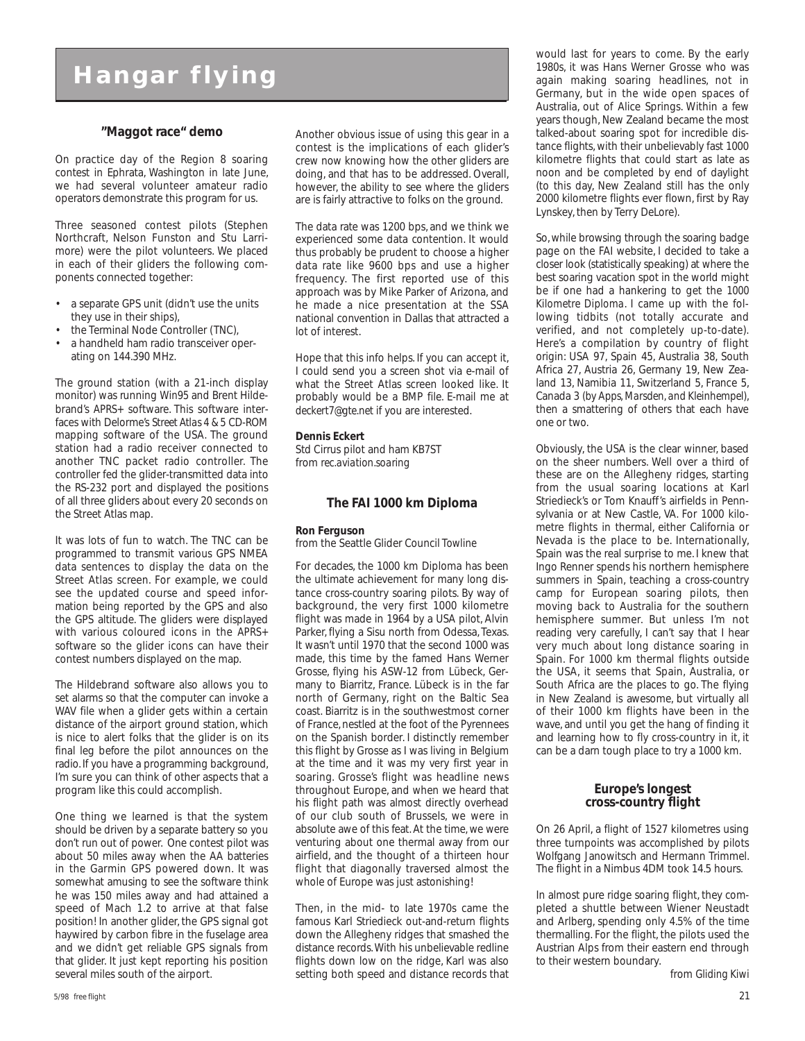# Hangar flying

## "Maggot race" demo

On practice day of the Region 8 soaring contest in Ephrata, Washington in late June, we had several volunteer amateur radio operators demonstrate this program for us.

Three seasoned contest pilots (Stephen Northcraft, Nelson Funston and Stu Larrimore) were the pilot volunteers. We placed in each of their gliders the following components connected together:

- a separate GPS unit (didn't use the units they use in their ships),
- the Terminal Node Controller (TNC),
- a handheld ham radio transceiver operating on 144.390 MHz.

The ground station (with a 21-inch display monitor) was running Win95 and Brent Hildebrand's APRS+ software. This software interfaces with Delorme's Street Atlas 4 & 5 CD-ROM mapping software of the USA. The ground station had a radio receiver connected to another TNC packet radio controller. The controller fed the glider-transmitted data into the RS-232 port and displayed the positions of all three gliders about every 20 seconds on the Street Atlas map.

It was lots of fun to watch. The TNC can be programmed to transmit various GPS NMEA data sentences to display the data on the Street Atlas screen. For example, we could see the updated course and speed information being reported by the GPS and also the GPS altitude. The gliders were displayed with various coloured icons in the APRS+ software so the glider icons can have their contest numbers displayed on the map.

The Hildebrand software also allows you to set alarms so that the computer can invoke a WAV file when a glider gets within a certain distance of the airport ground station, which is nice to alert folks that the glider is on its final leg before the pilot announces on the radio. If you have a programming background, I'm sure you can think of other aspects that a program like this could accomplish.

One thing we learned is that the system should be driven by a separate battery so you don't run out of power. One contest pilot was about 50 miles away when the AA batteries in the Garmin GPS powered down. It was somewhat amusing to see the software think he was 150 miles away and had attained a speed of Mach 1.2 to arrive at that false position! In another glider, the GPS signal got haywired by carbon fibre in the fuselage area and we didn't get reliable GPS signals from that glider. It just kept reporting his position several miles south of the airport.

Another obvious issue of using this gear in a contest is the implications of each glider's crew now knowing how the other gliders are doing, and that has to be addressed. Overall, however, the ability to see where the gliders are is fairly attractive to folks on the ground.

The data rate was 1200 bps, and we think we experienced some data contention. It would thus probably be prudent to choose a higher data rate like 9600 bps and use a higher frequency. The first reported use of this approach was by Mike Parker of Arizona, and he made a nice presentation at the SSA national convention in Dallas that attracted a lot of interest.

Hope that this info helps. If you can accept it, I could send you a screen shot via e-mail of what the Street Atlas screen looked like. It probably would be a BMP file. E-mail me at deckert7@gte.net if you are interested.

**Dennis Eckert**
*Std Cirrus pilot and ham KB7ST*
*from rec.aviation.soaring*

## The FAI 1000 km Diploma

**Ron Ferguson**
*from the Seattle Glider Council Towline*

For decades, the 1000 km Diploma has been the ultimate achievement for many long distance cross-country soaring pilots. By way of background, the very first 1000 kilometre flight was made in 1964 by a USA pilot, Alvin Parker, flying a Sisu north from Odessa, Texas. It wasn't until 1970 that the second 1000 was made, this time by the famed Hans Werner Grosse, flying his ASW-12 from Lübeck, Germany to Biarritz, France. Lübeck is in the far north of Germany, right on the Baltic Sea coast. Biarritz is in the southwestmost corner of France, nestled at the foot of the Pyrennees on the Spanish border. I distinctly remember this flight by Grosse as I was living in Belgium at the time and it was my very first year in soaring. Grosse's flight was headline news throughout Europe, and when we heard that his flight path was almost directly overhead of our club south of Brussels, we were in absolute awe of this feat. At the time, we were venturing about one thermal away from our airfield, and the thought of a thirteen hour flight that diagonally traversed almost the whole of Europe was just astonishing!

Then, in the mid- to late 1970s came the famous Karl Striedieck out-and-return flights down the Allegheny ridges that smashed the distance records. With his unbelievable redline flights down low on the ridge, Karl was also setting both speed and distance records that would last for years to come. By the early 1980s, it was Hans Werner Grosse who was again making soaring headlines, not in Germany, but in the wide open spaces of Australia, out of Alice Springs. Within a few years though, New Zealand became the most talked-about soaring spot for incredible distance flights, with their unbelievably fast 1000 kilometre flights that could start as late as noon and be completed by end of daylight (to this day, New Zealand still has the only 2000 kilometre flights ever flown, first by Ray Lynskey, then by Terry DeLore).

So, while browsing through the soaring badge page on the FAI website, I decided to take a closer look (statistically speaking) at where the best soaring vacation spot in the world might be if one had a hankering to get the 1000 Kilometre Diploma. I came up with the following tidbits (not totally accurate and verified, and not completely up-to-date). Here's a compilation by country of flight origin: USA 97, Spain 45, Australia 38, South Africa 27, Austria 26, Germany 19, New Zealand 13, Namibia 11, Switzerland 5, France 5, Canada 3 (*by Apps, Marsden, and Kleinhempel*), then a smattering of others that each have one or two.

Obviously, the USA is the clear winner, based on the sheer numbers. Well over a third of these are on the Allegheny ridges, starting from the usual soaring locations at Karl Striedieck's or Tom Knauff's airfields in Pennsylvania or at New Castle, VA. For 1000 kilometre flights in thermal, either California or Nevada is the place to be. Internationally, Spain was the real surprise to me. I knew that Ingo Renner spends his northern hemisphere summers in Spain, teaching a cross-country camp for European soaring pilots, then moving back to Australia for the southern hemisphere summer. But unless I'm not reading very carefully, I can't say that I hear very much about long distance soaring in Spain. For 1000 km thermal flights outside the USA, it seems that Spain, Australia, or South Africa are the places to go. The flying in New Zealand is awesome, but virtually all of their 1000 km flights have been in the wave, and until you get the hang of finding it and learning how to fly cross-country in it, it can be a darn tough place to try a 1000 km.

## Europe's longest cross-country flight

On 26 April, a flight of 1527 kilometres using three turnpoints was accomplished by pilots Wolfgang Janowitsch and Hermann Trimmel. The flight in a Nimbus 4DM took 14.5 hours.

In almost pure ridge soaring flight, they completed a shuttle between Wiener Neustadt and Arlberg, spending only 4.5% of the time thermalling. For the flight, the pilots used the Austrian Alps from their eastern end through to their western boundary.

*from Gliding Kiwi*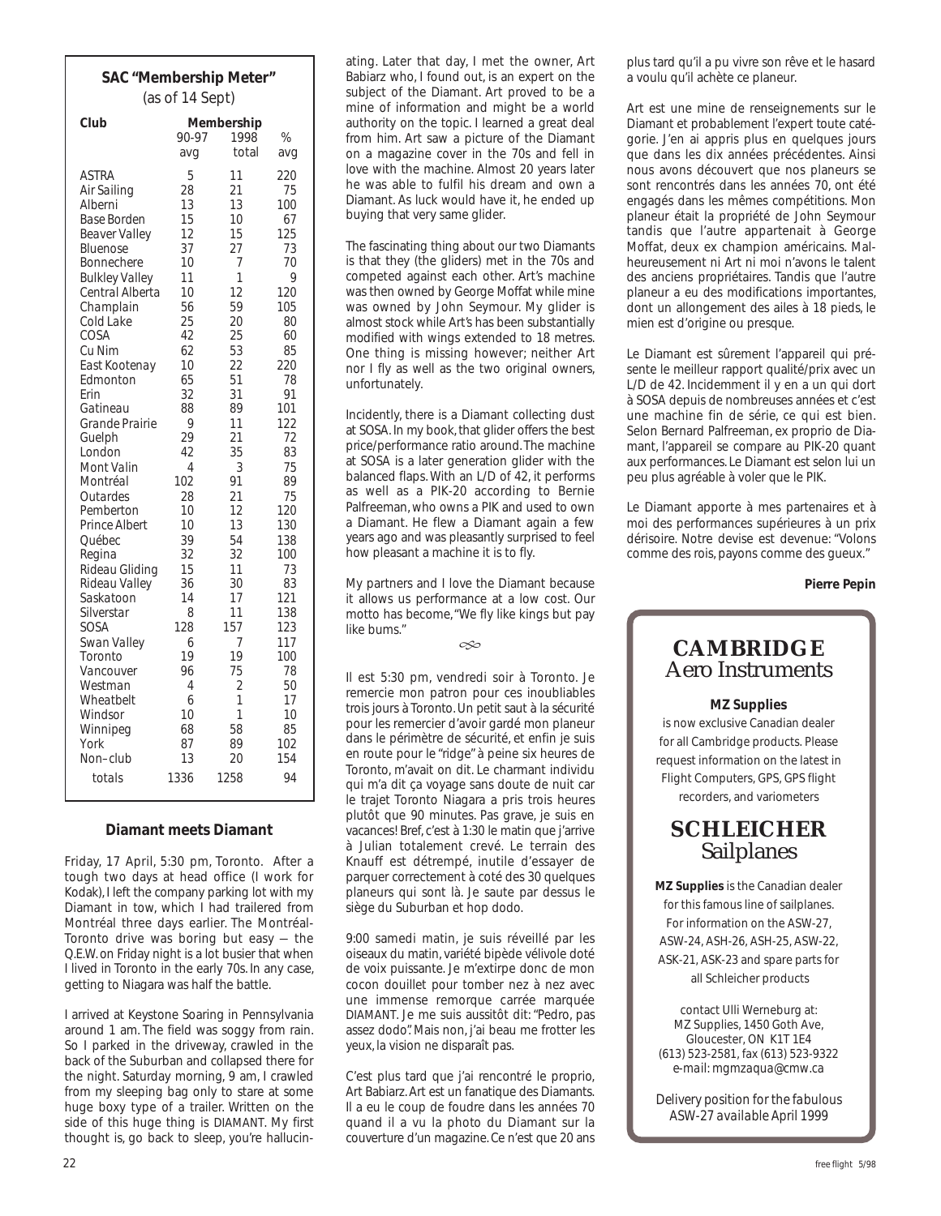## SAC "Membership Meter"

(as of 14 Sept)

| Club | Membership | | |
|---|---|---|---|
| | 90-97 avg | 1998 total | % avg |
| ASTRA | 5 | 11 | 220 |
| Air Sailing | 28 | 21 | 75 |
| Alberni | 13 | 13 | 100 |
| Base Borden | 15 | 10 | 67 |
| Beaver Valley | 12 | 15 | 125 |
| Bluenose | 37 | 27 | 73 |
| Bonnechere | 10 | 7 | 70 |
| Bulkley Valley | 11 | 1 | 9 |
| Central Alberta | 10 | 12 | 120 |
| Champlain | 56 | 59 | 105 |
| Cold Lake | 25 | 20 | 80 |
| COSA | 42 | 25 | 60 |
| Cu Nim | 62 | 53 | 85 |
| East Kootenay | 10 | 22 | 220 |
| Edmonton | 65 | 51 | 78 |
| Erin | 32 | 31 | 91 |
| Gatineau | 88 | 89 | 101 |
| Grande Prairie | 9 | 11 | 122 |
| Guelph | 29 | 21 | 72 |
| London | 42 | 35 | 83 |
| Mont Valin | 4 | 3 | 75 |
| Montréal | 102 | 91 | 89 |
| Outardes | 28 | 21 | 75 |
| Pemberton | 10 | 12 | 120 |
| Prince Albert | 10 | 13 | 130 |
| Québec | 39 | 54 | 138 |
| Regina | 32 | 32 | 100 |
| Rideau Gliding | 15 | 11 | 73 |
| Rideau Valley | 36 | 30 | 83 |
| Saskatoon | 14 | 17 | 121 |
| Silverstar | 8 | 11 | 138 |
| SOSA | 128 | 157 | 123 |
| Swan Valley | 6 | 7 | 117 |
| Toronto | 19 | 19 | 100 |
| Vancouver | 96 | 75 | 78 |
| Westman | 4 | 2 | 50 |
| Wheatbelt | 6 | 1 | 17 |
| Windsor | 10 | 1 | 10 |
| Winnipeg | 68 | 58 | 85 |
| York | 87 | 89 | 102 |
| Non–club | 13 | 20 | 154 |
| totals | 1336 | 1258 | 94 |

### Diamant meets Diamant

Friday, 17 April, 5:30 pm, Toronto. After a tough two days at head office (I work for Kodak), I left the company parking lot with my Diamant in tow, which I had trailered from Montréal three days earlier. The Montréal-Toronto drive was boring but easy — the Q.E.W. on Friday night is a lot busier that when I lived in Toronto in the early 70s. In any case, getting to Niagara was half the battle.

I arrived at Keystone Soaring in Pennsylvania around 1 am. The field was soggy from rain. So I parked in the driveway, crawled in the back of the Suburban and collapsed there for the night. Saturday morning, 9 am, I crawled from my sleeping bag only to stare at some huge boxy type of a trailer. Written on the side of this huge thing is DIAMANT. My first thought is, go back to sleep, you're hallucinating. Later that day, I met the owner, Art Babiarz who, I found out, is an expert on the subject of the Diamant. Art proved to be a mine of information and might be a world authority on the topic. I learned a great deal from him. Art saw a picture of the Diamant on a magazine cover in the 70s and fell in love with the machine. Almost 20 years later he was able to fulfil his dream and own a Diamant. As luck would have it, he ended up buying that very same glider.

The fascinating thing about our two Diamants is that they (the gliders) met in the 70s and competed against each other. Art's machine was then owned by George Moffat while mine was owned by John Seymour. My glider is almost stock while Art's has been substantially modified with wings extended to 18 metres. One thing is missing however; neither Art nor I fly as well as the two original owners, unfortunately.

Incidently, there is a Diamant collecting dust at SOSA. In my book, that glider offers the best price/performance ratio around. The machine at SOSA is a later generation glider with the balanced flaps. With an L/D of 42, it performs as well as a PIK-20 according to Bernie Palfreeman, who owns a PIK and used to own a Diamant. He flew a Diamant again a few years ago and was pleasantly surprised to feel how pleasant a machine it is to fly.

My partners and I love the Diamant because it allows us performance at a low cost. Our motto has become, "We fly like kings but pay like bums."

Il est 5:30 pm, vendredi soir à Toronto. Je remercie mon patron pour ces inoubliables trois jours à Toronto. Un petit saut à la sécurité pour les remercier d'avoir gardé mon planeur dans le périmètre de sécurité, et enfin je suis en route pour le "ridge" à peine six heures de Toronto, m'avait on dit. Le charmant individu qui m'a dit ça voyage sans doute de nuit car le trajet Toronto Niagara a pris trois heures plutôt que 90 minutes. Pas grave, je suis en vacances! Bref, c'est à 1:30 le matin que j'arrive à Julian totalement crevé. Le terrain des Knauff est détrempé, inutile d'essayer de parquer correctement à coté des 30 quelques planeurs qui sont là. Je saute par dessus le siège du Suburban et hop dodo.

9:00 samedi matin, je suis réveillé par les oiseaux du matin, variété bipède vélivole doté de voix puissante. Je m'extirpe donc de mon cocon douillet pour tomber nez à nez avec une immense remorque carrée marquée DIAMANT. Je me suis aussitôt dit: "Pedro, pas assez dodo". Mais non, j'ai beau me frotter les yeux, la vision ne disparaît pas.

C'est plus tard que j'ai rencontré le proprio, Art Babiarz. Art est un fanatique des Diamants. Il a eu le coup de foudre dans les années 70 quand il a vu la photo du Diamant sur la couverture d'un magazine. Ce n'est que 20 ans plus tard qu'il a pu vivre son rêve et le hasard a voulu qu'il achète ce planeur.

Art est une mine de renseignements sur le Diamant et probablement l'expert toute catégorie. J'en ai appris plus en quelques jours que dans les dix années précédentes. Ainsi nous avons découvert que nos planeurs se sont rencontrés dans les années 70, ont été engagés dans les mêmes compétitions. Mon planeur était la propriété de John Seymour tandis que l'autre appartenait à George Moffat, deux ex champion américains. Malheureusement ni Art ni moi n'avons le talent des anciens propriétaires. Tandis que l'autre planeur a eu des modifications importantes, dont un allongement des ailes à 18 pieds, le mien est d'origine ou presque.

Le Diamant est sûrement l'appareil qui présente le meilleur rapport qualité/prix avec un L/D de 42. Incidemment il y en a un qui dort à SOSA depuis de nombreuses années et c'est une machine fin de série, ce qui est bien. Selon Bernard Palfreeman, ex proprio de Diamant, l'appareil se compare au PIK-20 quant aux performances. Le Diamant est selon lui un peu plus agréable à voler que le PIK.

Le Diamant apporte à mes partenaires et à moi des performances supérieures à un prix dérisoire. Notre devise est devenue: "Volons comme des rois, payons comme des gueux."

**Pierre Pepin**

## CAMBRIDGE
### Aero Instruments

**MZ Supplies** is now exclusive Canadian dealer for all Cambridge products. Please request information on the latest in Flight Computers, GPS, GPS flight recorders, and variometers

## SCHLEICHER
### Sailplanes

**MZ Supplies** is the Canadian dealer for this famous line of sailplanes. For information on the ASW-27, ASW-24, ASH-26, ASH-25, ASW-22, ASK-21, ASK-23 and spare parts for all Schleicher products

contact Ulli Werneburg at:
MZ Supplies, 1450 Goth Ave,
Gloucester, ON K1T 1E4
(613) 523-2581, fax (613) 523-9322
e-mail: mgmzaqua@cmw.ca

*Delivery position for the fabulous ASW-27 available April 1999*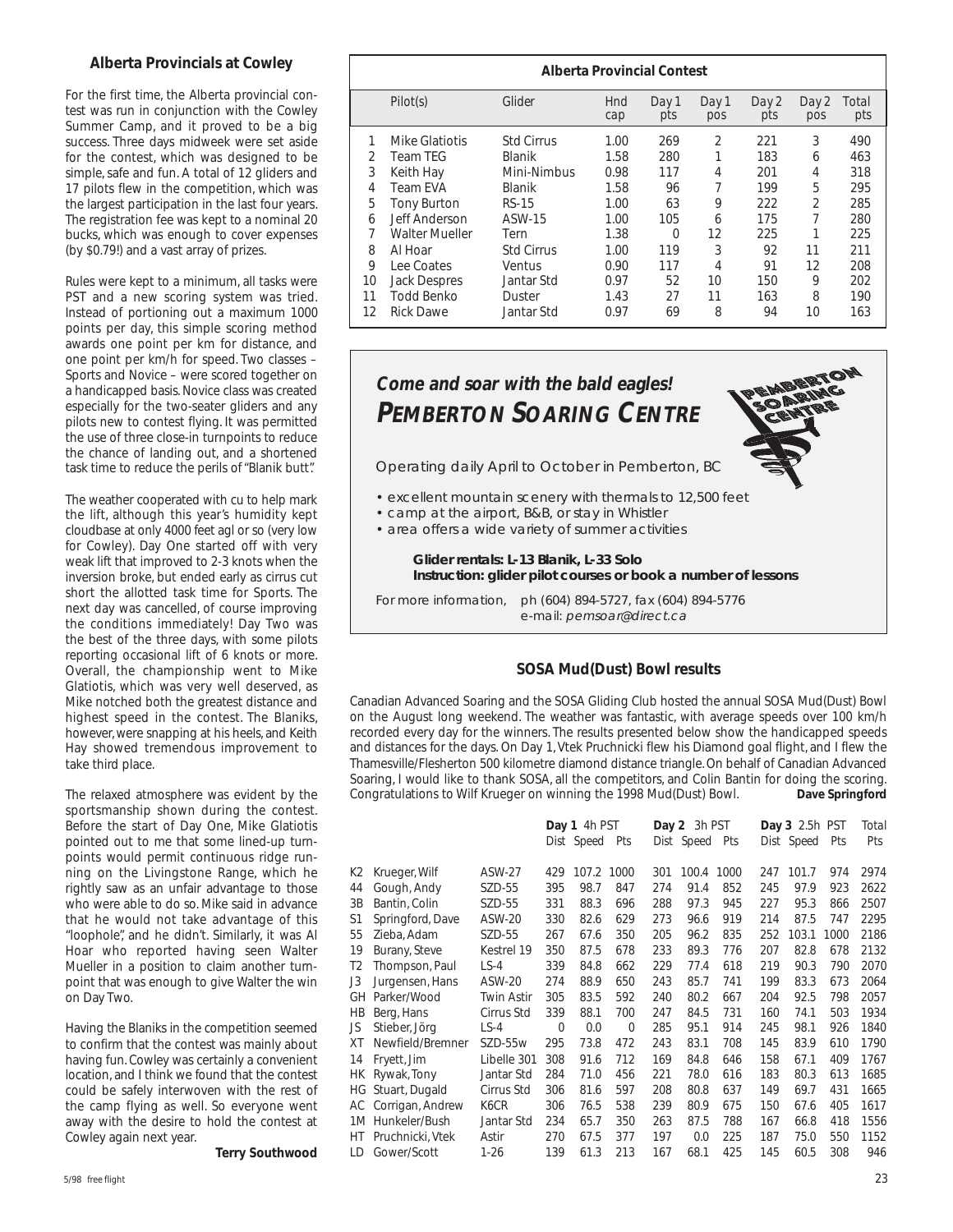## Alberta Provincials at Cowley

For the first time, the Alberta provincial contest was run in conjunction with the Cowley Summer Camp, and it proved to be a big success. Three days midweek were set aside for the contest, which was designed to be simple, safe and fun. A total of 12 gliders and 17 pilots flew in the competition, which was the largest participation in the last four years. The registration fee was kept to a nominal 20 bucks, which was enough to cover expenses (by $0.79!) and a vast array of prizes.

Rules were kept to a minimum, all tasks were PST and a new scoring system was tried. Instead of portioning out a maximum 1000 points per day, this simple scoring method awards one point per km for distance, and one point per km/h for speed. Two classes – Sports and Novice – were scored together on a handicapped basis. Novice class was created especially for the two-seater gliders and any pilots new to contest flying. It was permitted the use of three close-in turnpoints to reduce the chance of landing out, and a shortened task time to reduce the perils of "Blanik butt".

The weather cooperated with cu to help mark the lift, although this year's humidity kept cloudbase at only 4000 feet agl or so (very low for Cowley). Day One started off with very weak lift that improved to 2-3 knots when the inversion broke, but ended early as cirrus cut short the allotted task time for Sports. The next day was cancelled, of course improving the conditions immediately! Day Two was the best of the three days, with some pilots reporting occasional lift of 6 knots or more. Overall, the championship went to Mike Glatiotis, which was very well deserved, as Mike notched both the greatest distance and highest speed in the contest. The Blaniks, however, were snapping at his heels, and Keith Hay showed tremendous improvement to take third place.

The relaxed atmosphere was evident by the sportsmanship shown during the contest. Before the start of Day One, Mike Glatiotis pointed out to me that some lined-up turnpoints would permit continuous ridge running on the Livingstone Range, which he rightly saw as an unfair advantage to those who were able to do so. Mike said in advance that he would not take advantage of this "loophole", and he didn't. Similarly, it was Al Hoar who reported having seen Walter Mueller in a position to claim another turnpoint that was enough to give Walter the win on Day Two.

Having the Blaniks in the competition seemed to confirm that the contest was mainly about having fun. Cowley was certainly a convenient location, and I think we found that the contest could be safely interwoven with the rest of the camp flying as well. So everyone went away with the desire to hold the contest at Cowley again next year.

**Terry Southwood**

### Alberta Provincial Contest

| | Pilot(s) | Glider | Hnd cap | Day 1 pts | Day 1 pos | Day 2 pts | Day 2 pos | Total pts |
|---|---|---|---|---|---|---|---|---|
| 1 | Mike Glatiotis | Std Cirrus | 1.00 | 269 | 2 | 221 | 3 | 490 |
| 2 | Team TEG | Blanik | 1.58 | 280 | 1 | 183 | 6 | 463 |
| 3 | Keith Hay | Mini-Nimbus | 0.98 | 117 | 4 | 201 | 4 | 318 |
| 4 | Team EVA | Blanik | 1.58 | 96 | 7 | 199 | 5 | 295 |
| 5 | Tony Burton | RS-15 | 1.00 | 63 | 9 | 222 | 2 | 285 |
| 6 | Jeff Anderson | ASW-15 | 1.00 | 105 | 6 | 175 | 7 | 280 |
| 7 | Walter Mueller | Tern | 1.38 | 0 | 12 | 225 | 1 | 225 |
| 8 | Al Hoar | Std Cirrus | 1.00 | 119 | 3 | 92 | 11 | 211 |
| 9 | Lee Coates | Ventus | 0.90 | 117 | 4 | 91 | 12 | 208 |
| 10 | Jack Despres | Jantar Std | 0.97 | 52 | 10 | 150 | 9 | 202 |
| 11 | Todd Benko | Duster | 1.43 | 27 | 11 | 163 | 8 | 190 |
| 12 | Rick Dawe | Jantar Std | 0.97 | 69 | 8 | 94 | 10 | 163 |

## *Come and soar with the bald eagles!*
## *PEMBERTON SOARING CENTRE*

Operating daily April to October in Pemberton, BC

- excellent mountain scenery with thermals to 12,500 feet
- camp at the airport, B&B, or stay in Whistler
- area offers a wide variety of summer activities

**Glider rentals: L-13 Blanik, L-33 Solo**
**Instruction: glider pilot courses or book a number of lessons**

For more information, ph (604) 894-5727, fax (604) 894-5776
e-mail: *pemsoar@direct.ca*

## SOSA Mud(Dust) Bowl results

Canadian Advanced Soaring and the SOSA Gliding Club hosted the annual SOSA Mud(Dust) Bowl on the August long weekend. The weather was fantastic, with average speeds over 100 km/h recorded every day for the winners. The results presented below show the handicapped speeds and distances for the days. On Day 1, Vtek Pruchnicki flew his Diamond goal flight, and I flew the Thamesville/Flesherton 500 kilometre diamond distance triangle. On behalf of Canadian Advanced Soaring, I would like to thank SOSA, all the competitors, and Colin Bantin for doing the scoring. Congratulations to Wilf Krueger on winning the 1998 Mud(Dust) Bowl. **Dave Springford**

| | | | Day 1 4h PST | | | Day 2 3h PST | | | Day 3 2.5h PST | | | Total |
|---|---|---|---|---|---|---|---|---|---|---|---|---|
| | | | Dist | Speed | Pts | Dist | Speed | Pts | Dist | Speed | Pts | Pts |
| K2 | Krueger, Wilf | ASW-27 | 429 | 107.2 | 1000 | 301 | 100.4 | 1000 | 247 | 101.7 | 974 | 2974 |
| 44 | Gough, Andy | SZD-55 | 395 | 98.7 | 847 | 274 | 91.4 | 852 | 245 | 97.9 | 923 | 2622 |
| 3B | Bantin, Colin | SZD-55 | 331 | 88.3 | 696 | 288 | 97.3 | 945 | 227 | 95.3 | 866 | 2507 |
| S1 | Springford, Dave | ASW-20 | 330 | 82.6 | 629 | 273 | 96.6 | 919 | 214 | 87.5 | 747 | 2295 |
| 55 | Zieba, Adam | SZD-55 | 267 | 67.6 | 350 | 205 | 96.2 | 835 | 252 | 103.1 | 1000 | 2186 |
| 19 | Burany, Steve | Kestrel 19 | 350 | 87.5 | 678 | 233 | 89.3 | 776 | 207 | 82.8 | 678 | 2132 |
| T2 | Thompson, Paul | LS-4 | 339 | 84.8 | 662 | 229 | 77.4 | 618 | 219 | 90.3 | 790 | 2070 |
| J3 | Jurgensen, Hans | ASW-20 | 274 | 88.9 | 650 | 243 | 85.7 | 741 | 199 | 83.3 | 673 | 2064 |
| GH | Parker/Wood | Twin Astir | 305 | 83.5 | 592 | 240 | 80.2 | 667 | 204 | 92.5 | 798 | 2057 |
| HB | Berg, Hans | Cirrus Std | 339 | 88.1 | 700 | 247 | 84.5 | 731 | 160 | 74.1 | 503 | 1934 |
| JS | Stieber, Jörg | LS-4 | 0 | 0.0 | 0 | 285 | 95.1 | 914 | 245 | 98.1 | 926 | 1840 |
| XT | Newfield/Bremner | SZD-55w | 295 | 73.8 | 472 | 243 | 83.1 | 708 | 145 | 83.9 | 610 | 1790 |
| 14 | Fryett, Jim | Libelle 301 | 308 | 91.6 | 712 | 169 | 84.8 | 646 | 158 | 67.1 | 409 | 1767 |
| HK | Rywak, Tony | Jantar Std | 284 | 71.0 | 456 | 221 | 78.0 | 616 | 183 | 80.3 | 613 | 1685 |
| HG | Stuart, Dugald | Cirrus Std | 306 | 81.6 | 597 | 208 | 80.8 | 637 | 149 | 69.7 | 431 | 1665 |
| AC | Corrigan, Andrew | K6CR | 306 | 76.5 | 538 | 239 | 80.9 | 675 | 150 | 67.6 | 405 | 1617 |
| 1M | Hunkeler/Bush | Jantar Std | 234 | 65.7 | 350 | 263 | 87.5 | 788 | 167 | 66.8 | 418 | 1556 |
| HT | Pruchnicki, Vtek | Astir | 270 | 67.5 | 377 | 197 | 0.0 | 225 | 187 | 75.0 | 550 | 1152 |
| LD | Gower/Scott | 1-26 | 139 | 61.3 | 213 | 167 | 68.1 | 425 | 145 | 60.5 | 308 | 946 |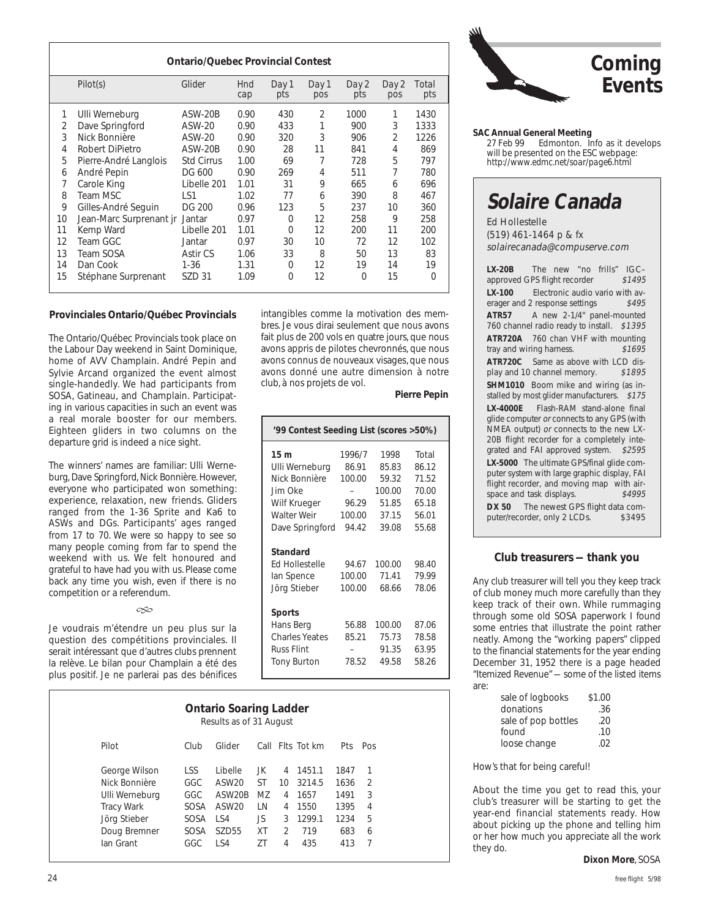## Ontario/Quebec Provincial Contest

| | Pilot(s) | Glider | Hnd cap | Day 1 pts | Day 1 pos | Day 2 pts | Day 2 pos | Total pts |
|---|---|---|---|---|---|---|---|---|
| 1 | Ulli Werneburg | ASW-20B | 0.90 | 430 | 2 | 1000 | 1 | 1430 |
| 2 | Dave Springford | ASW-20 | 0.90 | 433 | 1 | 900 | 3 | 1333 |
| 3 | Nick Bonnière | ASW-20 | 0.90 | 320 | 3 | 906 | 2 | 1226 |
| 4 | Robert DiPietro | ASW-20B | 0.90 | 28 | 11 | 841 | 4 | 869 |
| 5 | Pierre-André Langlois | Std Cirrus | 1.00 | 69 | 7 | 728 | 5 | 797 |
| 6 | André Pepin | DG 600 | 0.90 | 269 | 4 | 511 | 7 | 780 |
| 7 | Carole King | Libelle 201 | 1.01 | 31 | 9 | 665 | 6 | 696 |
| 8 | Team MSC | LS1 | 1.02 | 77 | 6 | 390 | 8 | 467 |
| 9 | Gilles-André Seguin | DG 200 | 0.96 | 123 | 5 | 237 | 10 | 360 |
| 10 | Jean-Marc Surprenant jr | Jantar | 0.97 | 0 | 12 | 258 | 9 | 258 |
| 11 | Kemp Ward | Libelle 201 | 1.01 | 0 | 12 | 200 | 11 | 200 |
| 12 | Team GGC | Jantar | 0.97 | 30 | 10 | 72 | 12 | 102 |
| 13 | Team SOSA | Astir CS | 1.06 | 33 | 8 | 50 | 13 | 83 |
| 14 | Dan Cook | 1-36 | 1.31 | 0 | 12 | 19 | 14 | 19 |
| 15 | Stéphane Surprenant | SZD 31 | 1.09 | 0 | 12 | 0 | 15 | 0 |

### Provinciales Ontario/Québec Provincials

The Ontario/Québec Provincials took place on the Labour Day weekend in Saint Dominique, home of AVV Champlain. André Pepin and Sylvie Arcand organized the event almost single-handedly. We had participants from SOSA, Gatineau, and Champlain. Participating in various capacities in such an event was a real morale booster for our members. Eighteen gliders in two columns on the departure grid is indeed a nice sight.

The winners' names are familiar: Ulli Werneburg, Dave Springford, Nick Bonnière. However, everyone who participated won something: experience, relaxation, new friends. Gliders ranged from the 1-36 Sprite and Ka6 to ASWs and DGs. Participants' ages ranged from 17 to 70. We were so happy to see so many people coming from far to spend the weekend with us. We felt honoured and grateful to have had you with us. Please come back any time you wish, even if there is no competition or a referendum.

Je voudrais m'étendre un peu plus sur la question des compétitions provinciales. Il serait intéressant que d'autres clubs prennent la relève. Le bilan pour Champlain a été des plus positif. Je ne parlerai pas des bénifices intangibles comme la motivation des membres. Je vous dirai seulement que nous avons fait plus de 200 vols en quatre jours, que nous avons appris de pilotes chevronnés, que nous avons connus de nouveaux visages, que nous avons donné une autre dimension à notre club, à nos projets de vol.

**Pierre Pepin**

### '99 Contest Seeding List (scores >50%)

| | 1996/7 | 1998 | Total |
|---|---|---|---|
| **15 m** | | | |
| Ulli Werneburg | 86.91 | 85.83 | 86.12 |
| Nick Bonnière | 100.00 | 59.32 | 71.52 |
| Jim Oke | – | 100.00 | 70.00 |
| Wilf Krueger | 96.29 | 51.85 | 65.18 |
| Walter Weir | 100.00 | 37.15 | 56.01 |
| Dave Springford | 94.42 | 39.08 | 55.68 |
| **Standard** | | | |
| Ed Hollestelle | 94.67 | 100.00 | 98.40 |
| Ian Spence | 100.00 | 71.41 | 79.99 |
| Jörg Stieber | 100.00 | 68.66 | 78.06 |
| **Sports** | | | |
| Hans Berg | 56.88 | 100.00 | 87.06 |
| Charles Yeates | 85.21 | 75.73 | 78.58 |
| Russ Flint | – | 91.35 | 63.95 |
| Tony Burton | 78.52 | 49.58 | 58.26 |

### Ontario Soaring Ladder

Results as of 31 August

| Pilot | Club | Glider | Call | Flts | Tot km | Pts | Pos |
|---|---|---|---|---|---|---|---|
| George Wilson | LSS | Libelle | JK | 4 | 1451.1 | 1847 | 1 |
| Nick Bonnière | GGC | ASW20 | ST | 10 | 3214.5 | 1636 | 2 |
| Ulli Werneburg | GGC | ASW20B | MZ | 4 | 1657 | 1491 | 3 |
| Tracy Wark | SOSA | ASW20 | LN | 4 | 1550 | 1395 | 4 |
| Jörg Stieber | SOSA | LS4 | JS | 3 | 1299.1 | 1234 | 5 |
| Doug Bremner | SOSA | SZD55 | XT | 2 | 719 | 683 | 6 |
| Ian Grant | GGC | LS4 | ZT | 4 | 435 | 413 | 7 |

# Coming Events

**SAC Annual General Meeting**
27 Feb 99 Edmonton. Info as it develops will be presented on the ESC webpage: *http://www.edmc.net/soar/page6.html*

## Solaire Canada

Ed Hollestelle
(519) 461-1464 p & fx
*solairecanada@compuserve.com*

**LX-20B** The new "no frills" IGC–approved GPS flight recorder *$1495*

**LX-100** Electronic audio vario with averager and 2 response settings *$495*

**ATR57** A new 2-1/4" panel-mounted 760 channel radio ready to install. *$1395*

**ATR720A** 760 chan VHF with mounting tray and wiring harness. *$1695*

**ATR720C** Same as above with LCD display and 10 channel memory. *$1895*

**SHM1010** Boom mike and wiring (as installed by most glider manufacturers. *$175*

**LX-4000E** Flash-RAM stand-alone final glide computer *or* connects to any GPS (with NMEA output) *or* connects to the new LX-20B flight recorder for a completely integrated and FAI approved system. *$2595*

**LX-5000** The ultimate GPS/final glide computer system with large graphic display, FAI flight recorder, and moving map with airspace and task displays. *$4995*

**DX 50** The newest GPS flight data computer/recorder, only 2 LCDs. $3495

### Club treasurers — thank you

Any club treasurer will tell you they keep track of club money much more carefully than they keep track of their own. While rummaging through some old SOSA paperwork I found some entries that illustrate the point rather neatly. Among the "working papers" clipped to the financial statements for the year ending December 31, 1952 there is a page headed "Itemized Revenue" — some of the listed items are:

| | |
|---|---|
| sale of logbooks | $1.00 |
| donations | .36 |
| sale of pop bottles | .20 |
| found | .10 |
| loose change | .02 |

*How's that for being careful!*

About the time you get to read this, your club's treasurer will be starting to get the year-end financial statements ready. How about picking up the phone and telling him or her how much you appreciate all the work they do.

**Dixon More**, SOSA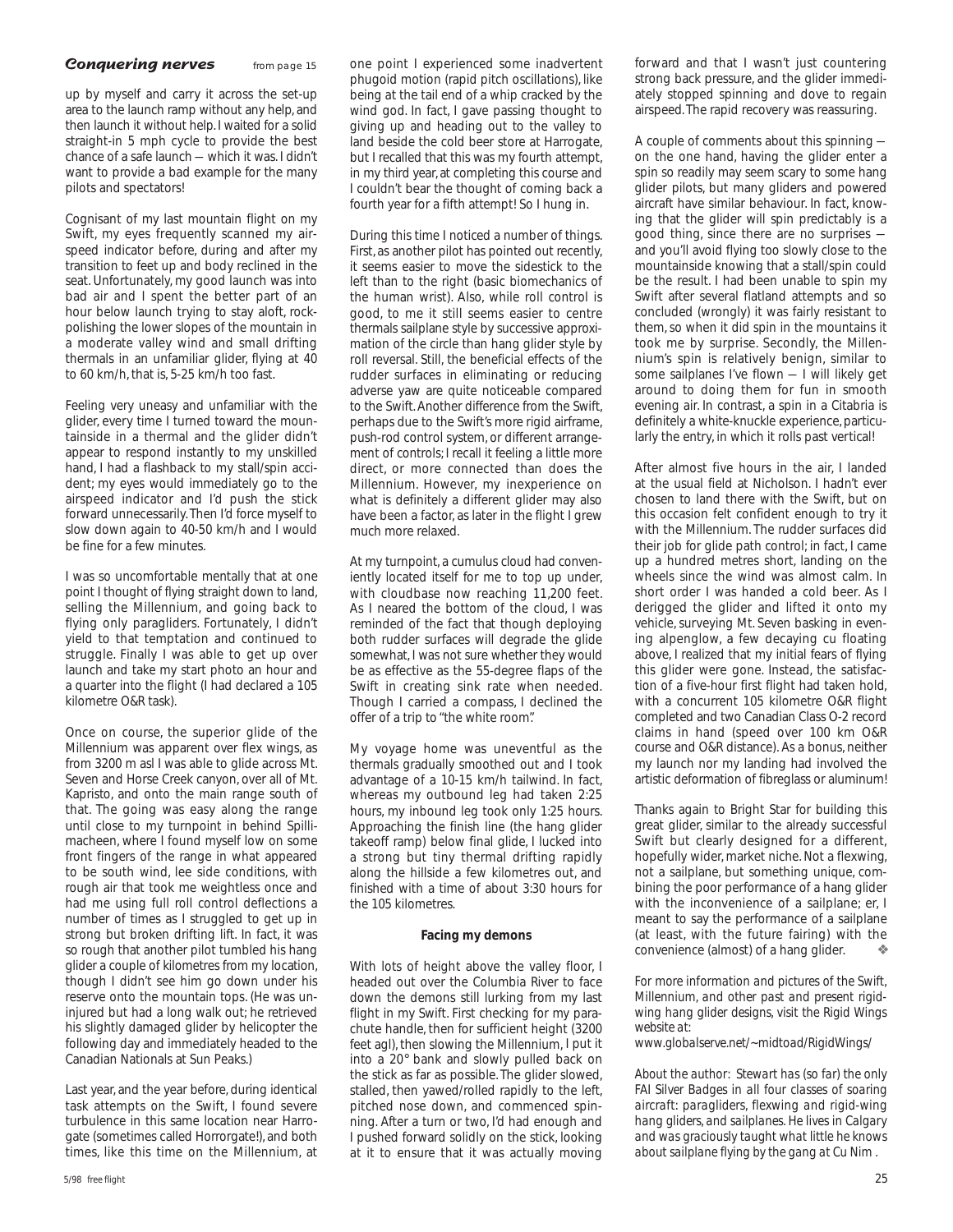## *Conquering nerves* from page 15

up by myself and carry it across the set-up area to the launch ramp without any help, and then launch it without help. I waited for a solid straight-in 5 mph cycle to provide the best chance of a safe launch — which it was. I didn't want to provide a bad example for the many pilots and spectators!

Cognisant of my last mountain flight on my Swift, my eyes frequently scanned my airspeed indicator before, during and after my transition to feet up and body reclined in the seat. Unfortunately, my good launch was into bad air and I spent the better part of an hour below launch trying to stay aloft, rock-polishing the lower slopes of the mountain in a moderate valley wind and small drifting thermals in an unfamiliar glider, flying at 40 to 60 km/h, that is, 5-25 km/h too fast.

Feeling very uneasy and unfamiliar with the glider, every time I turned toward the mountainside in a thermal and the glider didn't appear to respond instantly to my unskilled hand, I had a flashback to my stall/spin accident; my eyes would immediately go to the airspeed indicator and I'd push the stick forward unnecessarily. Then I'd force myself to slow down again to 40-50 km/h and I would be fine for a few minutes.

I was so uncomfortable mentally that at one point I thought of flying straight down to land, selling the Millennium, and going back to flying only paragliders. Fortunately, I didn't yield to that temptation and continued to struggle. Finally I was able to get up over launch and take my start photo an hour and a quarter into the flight (I had declared a 105 kilometre O&R task).

Once on course, the superior glide of the Millennium was apparent over flex wings, as from 3200 m asl I was able to glide across Mt. Seven and Horse Creek canyon, over all of Mt. Kapristo, and onto the main range south of that. The going was easy along the range until close to my turnpoint in behind Spillimacheen, where I found myself low on some front fingers of the range in what appeared to be south wind, lee side conditions, with rough air that took me weightless once and had me using full roll control deflections a number of times as I struggled to get up in strong but broken drifting lift. In fact, it was so rough that another pilot tumbled his hang glider a couple of kilometres from my location, though I didn't see him go down under his reserve onto the mountain tops. (He was uninjured but had a long walk out; he retrieved his slightly damaged glider by helicopter the following day and immediately headed to the Canadian Nationals at Sun Peaks.)

Last year, and the year before, during identical task attempts on the Swift, I found severe turbulence in this same location near Harrogate (sometimes called Horrorgate!), and both times, like this time on the Millennium, at one point I experienced some inadvertent phugoid motion (rapid pitch oscillations), like being at the tail end of a whip cracked by the wind god. In fact, I gave passing thought to giving up and heading out to the valley to land beside the cold beer store at Harrogate, but I recalled that this was my fourth attempt, in my third year, at completing this course and I couldn't bear the thought of coming back a fourth year for a fifth attempt! So I hung in.

During this time I noticed a number of things. First, as another pilot has pointed out recently, it seems easier to move the sidestick to the left than to the right (basic biomechanics of the human wrist). Also, while roll control is good, to me it still seems easier to centre thermals sailplane style by successive approximation of the circle than hang glider style by roll reversal. Still, the beneficial effects of the rudder surfaces in eliminating or reducing adverse yaw are quite noticeable compared to the Swift. Another difference from the Swift, perhaps due to the Swift's more rigid airframe, push-rod control system, or different arrangement of controls; I recall it feeling a little more direct, or more connected than does the Millennium. However, my inexperience on what is definitely a different glider may also have been a factor, as later in the flight I grew much more relaxed.

At my turnpoint, a cumulus cloud had conveniently located itself for me to top up under, with cloudbase now reaching 11,200 feet. As I neared the bottom of the cloud, I was reminded of the fact that though deploying both rudder surfaces will degrade the glide somewhat, I was not sure whether they would be as effective as the 55-degree flaps of the Swift in creating sink rate when needed. Though I carried a compass, I declined the offer of a trip to "the white room".

My voyage home was uneventful as the thermals gradually smoothed out and I took advantage of a 10-15 km/h tailwind. In fact, whereas my outbound leg had taken 2:25 hours, my inbound leg took only 1:25 hours. Approaching the finish line (the hang glider takeoff ramp) below final glide, I lucked into a strong but tiny thermal drifting rapidly along the hillside a few kilometres out, and finished with a time of about 3:30 hours for the 105 kilometres.

### Facing my demons

With lots of height above the valley floor, I headed out over the Columbia River to face down the demons still lurking from my last flight in my Swift. First checking for my parachute handle, then for sufficient height (3200 feet agl), then slowing the Millennium, I put it into a 20° bank and slowly pulled back on the stick as far as possible. The glider slowed, stalled, then yawed/rolled rapidly to the left, pitched nose down, and commenced spinning. After a turn or two, I'd had enough and I pushed forward solidly on the stick, looking at it to ensure that it was actually moving forward and that I wasn't just countering strong back pressure, and the glider immediately stopped spinning and dove to regain airspeed. The rapid recovery was reassuring.

A couple of comments about this spinning — on the one hand, having the glider enter a spin so readily may seem scary to some hang glider pilots, but many gliders and powered aircraft have similar behaviour. In fact, knowing that the glider will spin predictably is a good thing, since there are no surprises — and you'll avoid flying too slowly close to the mountainside knowing that a stall/spin could be the result. I had been unable to spin my Swift after several flatland attempts and so concluded (wrongly) it was fairly resistant to them, so when it did spin in the mountains it took me by surprise. Secondly, the Millennium's spin is relatively benign, similar to some sailplanes I've flown — I will likely get around to doing them for fun in smooth evening air. In contrast, a spin in a Citabria is definitely a white-knuckle experience, particularly the entry, in which it rolls past vertical!

After almost five hours in the air, I landed at the usual field at Nicholson. I hadn't ever chosen to land there with the Swift, but on this occasion felt confident enough to try it with the Millennium. The rudder surfaces did their job for glide path control; in fact, I came up a hundred metres short, landing on the wheels since the wind was almost calm. In short order I was handed a cold beer. As I derigged the glider and lifted it onto my vehicle, surveying Mt. Seven basking in evening alpenglow, a few decaying cu floating above, I realized that my initial fears of flying this glider were gone. Instead, the satisfaction of a five-hour first flight had taken hold, with a concurrent 105 kilometre O&R flight completed and two Canadian Class O-2 record claims in hand (speed over 100 km O&R course and O&R distance). As a bonus, neither my launch nor my landing had involved the artistic deformation of fibreglass or aluminum!

Thanks again to Bright Star for building this great glider, similar to the already successful Swift but clearly designed for a different, hopefully wider, market niche. Not a flexwing, not a sailplane, but something unique, combining the poor performance of a hang glider with the inconvenience of a sailplane; er, I meant to say the performance of a sailplane (at least, with the future fairing) with the convenience (almost) of a hang glider. ❖

*For more information and pictures of the Swift, Millennium, and other past and present rigid-wing hang glider designs, visit the Rigid Wings website at:*
*www.globalserve.net/~midtoad/RigidWings/*

*About the author: Stewart has (so far) the only FAI Silver Badges in all four classes of soaring aircraft: paragliders, flexwing and rigid-wing hang gliders, and sailplanes. He lives in Calgary and was graciously taught what little he knows about sailplane flying by the gang at Cu Nim .*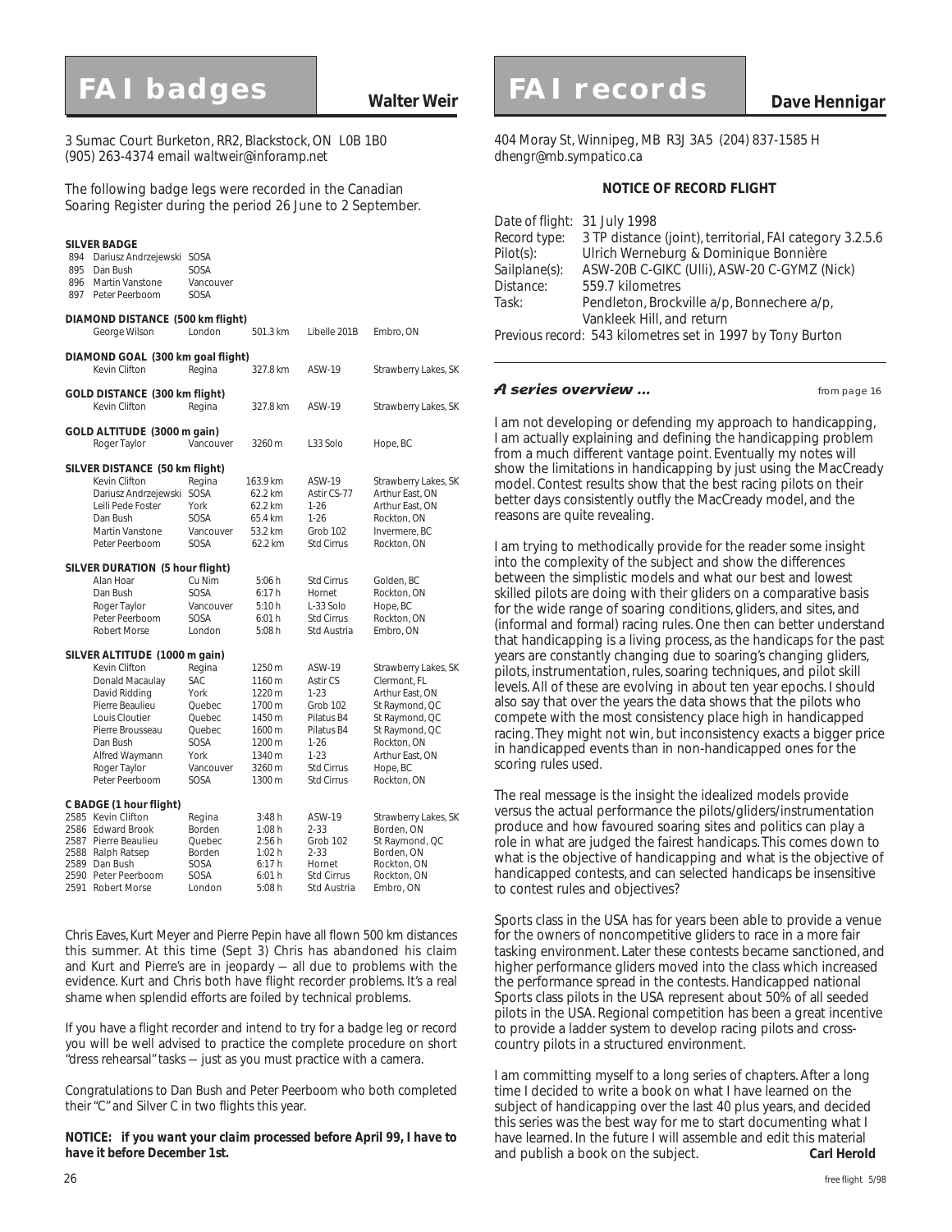# FAI badges

**Walter Weir**

3 Sumac Court Burketon, RR2, Blackstock, ON L0B 1B0
(905) 263-4374 email *waltweir@inforamp.net*

The following badge legs were recorded in the Canadian Soaring Register during the period 26 June to 2 September.

**SILVER BADGE**

| | | |
|---|---|---|
| 894 | Dariusz Andrzejewski | SOSA |
| 895 | Dan Bush | SOSA |
| 896 | Martin Vanstone | Vancouver |
| 897 | Peter Peerboom | SOSA |

**DIAMOND DISTANCE (500 km flight)**

| | | | | |
|---|---|---|---|---|
| George Wilson | London | 501.3 km | Libelle 201B | Embro, ON |

**DIAMOND GOAL (300 km goal flight)**

| | | | | |
|---|---|---|---|---|
| Kevin Clifton | Regina | 327.8 km | ASW-19 | Strawberry Lakes, SK |

**GOLD DISTANCE (300 km flight)**

| | | | | |
|---|---|---|---|---|
| Kevin Clifton | Regina | 327.8 km | ASW-19 | Strawberry Lakes, SK |

**GOLD ALTITUDE (3000 m gain)**

| | | | | |
|---|---|---|---|---|
| Roger Taylor | Vancouver | 3260 m | L33 Solo | Hope, BC |

**SILVER DISTANCE (50 km flight)**

| | | | | |
|---|---|---|---|---|
| Kevin Clifton | Regina | 163.9 km | ASW-19 | Strawberry Lakes, SK |
| Dariusz Andrzejewski | SOSA | 62.2 km | Astir CS-77 | Arthur East, ON |
| Leili Pede Foster | York | 62.2 km | 1-26 | Arthur East, ON |
| Dan Bush | SOSA | 65.4 km | 1-26 | Rockton, ON |
| Martin Vanstone | Vancouver | 53.2 km | Grob 102 | Invermere, BC |
| Peter Peerboom | SOSA | 62.2 km | Std Cirrus | Rockton, ON |

**SILVER DURATION (5 hour flight)**

| | | | | |
|---|---|---|---|---|
| Alan Hoar | Cu Nim | 5:06 h | Std Cirrus | Golden, BC |
| Dan Bush | SOSA | 6:17 h | Hornet | Rockton, ON |
| Roger Taylor | Vancouver | 5:10 h | L-33 Solo | Hope, BC |
| Peter Peerboom | SOSA | 6:01 h | Std Cirrus | Rockton, ON |
| Robert Morse | London | 5:08 h | Std Austria | Embro, ON |

**SILVER ALTITUDE (1000 m gain)**

| | | | | |
|---|---|---|---|---|
| Kevin Clifton | Regina | 1250 m | ASW-19 | Strawberry Lakes, SK |
| Donald Macaulay | SAC | 1160 m | Astir CS | Clermont, FL |
| David Ridding | York | 1220 m | 1-23 | Arthur East, ON |
| Pierre Beaulieu | Quebec | 1700 m | Grob 102 | St Raymond, QC |
| Louis Cloutier | Quebec | 1450 m | Pilatus B4 | St Raymond, QC |
| Pierre Brousseau | Quebec | 1600 m | Pilatus B4 | St Raymond, QC |
| Dan Bush | SOSA | 1200 m | 1-26 | Rockton, ON |
| Alfred Waymann | York | 1340 m | 1-23 | Arthur East, ON |
| Roger Taylor | Vancouver | 3260 m | Std Cirrus | Hope, BC |
| Peter Peerboom | SOSA | 1300 m | Std Cirrus | Rockton, ON |

**C BADGE (1 hour flight)**

| | | | | | |
|---|---|---|---|---|---|
| 2585 | Kevin Clifton | Regina | 3:48 h | ASW-19 | Strawberry Lakes, SK |
| 2586 | Edward Brook | Borden | 1:08 h | 2-33 | Borden, ON |
| 2587 | Pierre Beaulieu | Quebec | 2:56 h | Grob 102 | St Raymond, QC |
| 2588 | Ralph Ratsep | Borden | 1:02 h | 2-33 | Borden, ON |
| 2589 | Dan Bush | SOSA | 6:17 h | Hornet | Rockton, ON |
| 2590 | Peter Peerboom | SOSA | 6:01 h | Std Cirrus | Rockton, ON |
| 2591 | Robert Morse | London | 5:08 h | Std Austria | Embro, ON |

Chris Eaves, Kurt Meyer and Pierre Pepin have all flown 500 km distances this summer. At this time (Sept 3) Chris has abandoned his claim and Kurt and Pierre's are in jeopardy — all due to problems with the evidence. Kurt and Chris both have flight recorder problems. It's a real shame when splendid efforts are foiled by technical problems.

If you have a flight recorder and intend to try for a badge leg or record you will be well advised to practice the complete procedure on short "dress rehearsal" tasks — just as you must practice with a camera.

Congratulations to Dan Bush and Peter Peerboom who both completed their "C" and Silver C in two flights this year.

***NOTICE:* if you want your claim processed before April 99, I have to have it before December 1st.**

# FAI records

**Dave Hennigar**

404 Moray St, Winnipeg, MB R3J 3A5 (204) 837-1585 H
*dhengr@mb.sympatico.ca*

**NOTICE OF RECORD FLIGHT**

| | |
|---|---|
| *Date of flight:* | 31 July 1998 |
| *Record type:* | 3 TP distance (joint), territorial, FAI category 3.2.5.6 |
| *Pilot(s):* | Ulrich Werneburg & Dominique Bonnière |
| *Sailplane(s):* | ASW-20B C-GIKC (Ulli), ASW-20 C-GYMZ (Nick) |
| *Distance:* | 559.7 kilometres |
| *Task:* | Pendleton, Brockville a/p, Bonnechere a/p, Vankleek Hill, and return |

*Previous record:* 543 kilometres set in 1997 by Tony Burton

### *A series overview ...*

*from page 16*

I am not developing or defending my approach to handicapping, I am actually explaining and defining the handicapping problem from a much different vantage point. Eventually my notes will show the limitations in handicapping by just using the MacCready model. Contest results show that the best racing pilots on their better days consistently outfly the MacCready model, and the reasons are quite revealing.

I am trying to methodically provide for the reader some insight into the complexity of the subject and show the differences between the simplistic models and what our best and lowest skilled pilots are doing with their gliders on a comparative basis for the wide range of soaring conditions, gliders, and sites, and (informal and formal) racing rules. One then can better understand that handicapping is a living process, as the handicaps for the past years are constantly changing due to soaring's changing gliders, pilots, instrumentation, rules, soaring techniques, and pilot skill levels. All of these are evolving in about ten year epochs. I should also say that over the years the data shows that the pilots who compete with the most consistency place high in handicapped racing. They might not win, but inconsistency exacts a bigger price in handicapped events than in non-handicapped ones for the scoring rules used.

The real message is the insight the idealized models provide versus the actual performance the pilots/gliders/instrumentation produce and how favoured soaring sites and politics can play a role in what are judged the fairest handicaps. This comes down to what is the objective of handicapping and what is the objective of handicapped contests, and can selected handicaps be insensitive to contest rules and objectives?

Sports class in the USA has for years been able to provide a venue for the owners of noncompetitive gliders to race in a more fair tasking environment. Later these contests became sanctioned, and higher performance gliders moved into the class which increased the performance spread in the contests. Handicapped national Sports class pilots in the USA represent about 50% of all seeded pilots in the USA. Regional competition has been a great incentive to provide a ladder system to develop racing pilots and cross-country pilots in a structured environment.

I am committing myself to a long series of chapters. After a long time I decided to write a book on what I have learned on the subject of handicapping over the last 40 plus years, and decided this series was the best way for me to start documenting what I have learned. In the future I will assemble and edit this material and publish a book on the subject. **Carl Herold**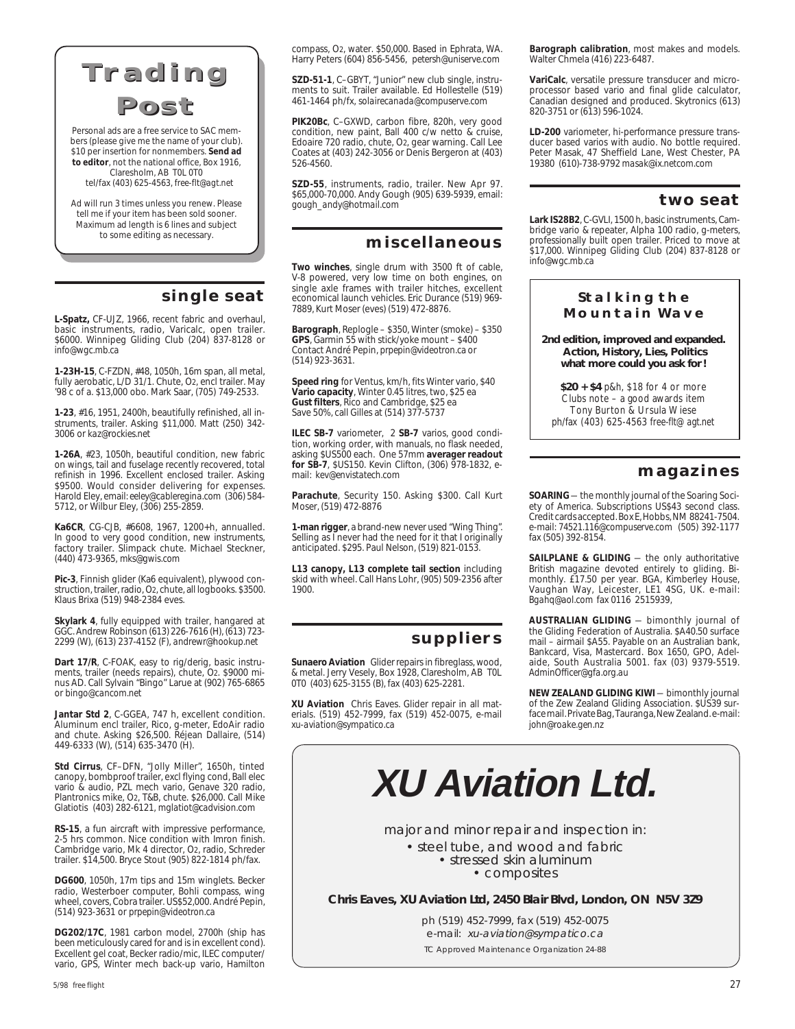# Trading Post

Personal ads are a free service to SAC members (please give me the name of your club). $10 per insertion for nonmembers. **Send ad to editor**, not the national office, Box 1916, Claresholm, AB T0L 0T0 tel/fax (403) 625-4563, free-flt@agt.net

Ad will run 3 times unless you renew. Please tell me if your item has been sold sooner. Maximum ad length is 6 lines and subject to some editing as necessary.

## single seat

**L-Spatz,** CF-UJZ, 1966, recent fabric and overhaul, basic instruments, radio, Varicalc, open trailer. $6000. Winnipeg Gliding Club (204) 837-8128 or info@wgc.mb.ca

**1-23H-15**, C-FZDN, #48, 1050h, 16m span, all metal, fully aerobatic, L/D 31/1. Chute, O2, encl trailer. May '98 c of a. $13,000 obo. Mark Saar, (705) 749-2533.

**1-23**, #16, 1951, 2400h, beautifully refinished, all instruments, trailer. Asking $11,000. Matt (250) 342-3006 or kaz@rockies.net

**1-26A**, #23, 1050h, beautiful condition, new fabric on wings, tail and fuselage recently recovered, total refinish in 1996. Excellent enclosed trailer. Asking $9500. Would consider delivering for expenses. Harold Eley, email: eeley@cableregina.com (306) 584-5712, or Wilbur Eley, (306) 255-2859.

**Ka6CR**, CG-CJB, #6608, 1967, 1200+h, annualled. In good to very good condition, new instruments, factory trailer. Slimpack chute. Michael Steckner, (440) 473-9365, mks@gwis.com

**Pic-3**, Finnish glider (Ka6 equivalent), plywood construction, trailer, radio, O2, chute, all logbooks. $3500. Klaus Brixa (519) 948-2384 eves.

**Skylark 4**, fully equipped with trailer, hangared at GGC. Andrew Robinson (613) 226-7616 (H), (613) 723-2299 (W), (613) 237-4152 (F), andrewr@hookup.net

**Dart 17/R**, C-FOAK, easy to rig/derig, basic instruments, trailer (needs repairs), chute, O2. $9000 minus AD. Call Sylvain "Bingo" Larue at (902) 765-6865 or bingo@cancom.net

**Jantar Std 2**, C-GGEA, 747 h, excellent condition. Aluminum encl trailer, Rico, g-meter, EdoAir radio and chute. Asking $26,500. Réjean Dallaire, (514) 449-6333 (W), (514) 635-3470 (H).

**Std Cirrus**, CF–DFN, "Jolly Miller", 1650h, tinted canopy, bombproof trailer, excl flying cond, Ball elec vario & audio, PZL mech vario, Genave 320 radio, Plantronics mike, O2, T&B, chute. $26,000. Call Mike Glatiotis (403) 282-6121, mglatiot@cadvision.com

**RS-15**, a fun aircraft with impressive performance, 2-5 hrs common. Nice condition with Imron finish. Cambridge vario, Mk 4 director, O2, radio, Schreder trailer. $14,500. Bryce Stout (905) 822-1814 ph/fax.

**DG600**, 1050h, 17m tips and 15m winglets. Becker radio, Westerboer computer, Bohli compass, wing wheel, covers, Cobra trailer. US$52,000. André Pepin, (514) 923-3631 or prpepin@videotron.ca

**DG202/17C**, 1981 carbon model, 2700h (ship has been meticulously cared for and is in excellent cond). Excellent gel coat, Becker radio/mic, ILEC computer/vario, GPS, Winter mech back-up vario, Hamilton compass, O2, water. $50,000. Based in Ephrata, WA. Harry Peters (604) 856-5456, petersh@uniserve.com

**SZD-51-1**, C–GBYT, "Junior" new club single, instruments to suit. Trailer available. Ed Hollestelle (519) 461-1464 ph/fx, solairecanada@compuserve.com

**PIK20Bc**, C–GXWD, carbon fibre, 820h, very good condition, new paint, Ball 400 c/w netto & cruise, Edoaire 720 radio, chute, O2, gear warning. Call Lee Coates at (403) 242-3056 or Denis Bergeron at (403) 526-4560.

**SZD-55**, instruments, radio, trailer. New Apr 97. $65,000-70,000. Andy Gough (905) 639-5939, email: gough_andy@hotmail.com

## miscellaneous

**Two winches**, single drum with 3500 ft of cable, V-8 powered, very low time on both engines, on single axle frames with trailer hitches, excellent economical launch vehicles. Eric Durance (519) 969-7889, Kurt Moser (eves) (519) 472-8876.

**Barograph**, Replogle – $350, Winter (smoke) – $350
**GPS**, Garmin 55 with stick/yoke mount – $400
Contact André Pepin, prpepin@videotron.ca or (514) 923-3631.

**Speed ring** for Ventus, km/h, fits Winter vario, $40
**Vario capacity**, Winter 0.45 litres, two, $25 ea
**Gust filters**, Rico and Cambridge, $25 ea
Save 50%, call Gilles at (514) 377-5737

**ILEC SB-7** variometer, 2 **SB-7** varios, good condition, working order, with manuals, no flask needed, asking $US500 each. One 57mm **averager readout for SB-7**, $US150. Kevin Clifton, (306) 978-1832, e-mail: kev@envistatech.com

**Parachute**, Security 150. Asking $300. Call Kurt Moser, (519) 472-8876

**1-man rigger**, a brand-new never used "Wing Thing". Selling as I never had the need for it that I originally anticipated. $295. Paul Nelson, (519) 821-0153.

**L13 canopy, L13 complete tail section** including skid with wheel. Call Hans Lohr, (905) 509-2356 after 1900.

## suppliers

**Sunaero Aviation** Glider repairs in fibreglass, wood, & metal. Jerry Vesely, Box 1928, Claresholm, AB T0L 0T0 (403) 625-3155 (B), fax (403) 625-2281.

**XU Aviation** Chris Eaves. Glider repair in all materials. (519) 452-7999, fax (519) 452-0075, e-mail xu-aviation@sympatico.ca

**Barograph calibration**, most makes and models. Walter Chmela (416) 223-6487.

**VariCalc**, versatile pressure transducer and microprocessor based vario and final glide calculator, Canadian designed and produced. Skytronics (613) 820-3751 or (613) 596-1024.

**LD-200** variometer, hi-performance pressure transducer based varios with audio. No bottle required. Peter Masak, 47 Sheffield Lane, West Chester, PA 19380 (610)-738-9792 masak@ix.netcom.com

## two seat

**Lark IS28B2**, C-GVLI, 1500 h, basic instruments, Cambridge vario & repeater, Alpha 100 radio, g-meters, professionally built open trailer. Priced to move at $17,000. Winnipeg Gliding Club (204) 837-8128 or info@wgc.mb.ca

### Stalking the Mountain Wave

**2nd edition, improved and expanded. Action, History, Lies, Politics what more could you ask for!**

**$20 + $4** p&h, $18 for 4 or more
Clubs note – a good awards item
Tony Burton & Ursula Wiese
ph/fax (403) 625-4563 free-flt@agt.net

## magazines

**SOARING** — the monthly journal of the Soaring Society of America. Subscriptions US$43 second class. Credit cards accepted. Box E, Hobbs, NM 88241-7504. e-mail: 74521.116@compuserve.com (505) 392-1177 fax (505) 392-8154.

**SAILPLANE & GLIDING** — the only authoritative British magazine devoted entirely to gliding. Bi-monthly. £17.50 per year. BGA, Kimberley House, Vaughan Way, Leicester, LE1 4SG, UK. e-mail: Bgahq@aol.com fax 0116 2515939,

**AUSTRALIAN GLIDING** — bimonthly journal of the Gliding Federation of Australia. $A40.50 surface mail – airmail $A55. Payable on an Australian bank, Bankcard, Visa, Mastercard. Box 1650, GPO, Adelaide, South Australia 5001. fax (03) 9379-5519. AdminOfficer@gfa.org.au

**NEW ZEALAND GLIDING KIWI** — bimonthly journal of the Zew Zealand Gliding Association. $US39 surface mail. Private Bag, Tauranga, New Zealand. e-mail: john@roake.gen.nz

# XU Aviation Ltd.

major and minor repair and inspection in:
- steel tube, and wood and fabric
- stressed skin aluminum
- composites

**Chris Eaves, XU Aviation Ltd, 2450 Blair Blvd, London, ON N5V 3Z9**

ph (519) 452-7999, fax (519) 452-0075
e-mail: *xu-aviation@sympatico.ca*

TC Approved Maintenance Organization 24-88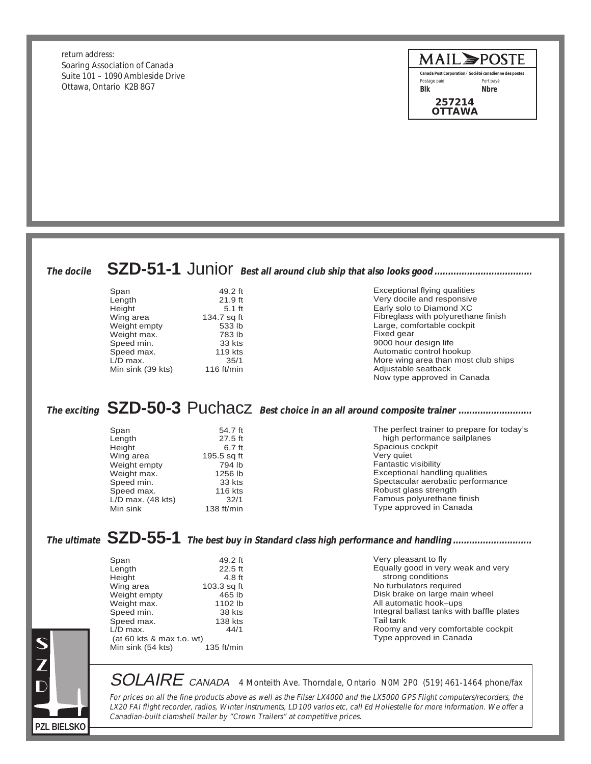return address:
Soaring Association of Canada
Suite 101 – 1090 Ambleside Drive
Ottawa, Ontario K2B 8G7

MAIL POSTE
Canada Post Corporation / Société canadienne des postes
Postage paid / Port payé
Blk / Nbre
257214
OTTAWA

## *The docile* SZD-51-1 Junior *Best all around club ship that also looks good*

| | |
|---|---|
| Span | 49.2 ft |
| Length | 21.9 ft |
| Height | 5.1 ft |
| Wing area | 134.7 sq ft |
| Weight empty | 533 lb |
| Weight max. | 783 lb |
| Speed min. | 33 kts |
| Speed max. | 119 kts |
| L/D max. | 35/1 |
| Min sink (39 kts) | 116 ft/min |

- Exceptional flying qualities
- Very docile and responsive
- Early solo to Diamond XC
- Fibreglass with polyurethane finish
- Large, comfortable cockpit
- Fixed gear
- 9000 hour design life
- Automatic control hookup
- More wing area than most club ships
- Adjustable seatback
- Now type approved in Canada

## *The exciting* SZD-50-3 Puchacz *Best choice in an all around composite trainer*

| | |
|---|---|
| Span | 54.7 ft |
| Length | 27.5 ft |
| Height | 6.7 ft |
| Wing area | 195.5 sq ft |
| Weight empty | 794 lb |
| Weight max. | 1256 lb |
| Speed min. | 33 kts |
| Speed max. | 116 kts |
| L/D max. (48 kts) | 32/1 |
| Min sink | 138 ft/min |

- The perfect trainer to prepare for today's high performance sailplanes
- Spacious cockpit
- Very quiet
- Fantastic visibility
- Exceptional handling qualities
- Spectacular aerobatic performance
- Robust glass strength
- Famous polyurethane finish
- Type approved in Canada

## *The ultimate* SZD-55-1 *The best buy in Standard class high performance and handling*

| | |
|---|---|
| Span | 49.2 ft |
| Length | 22.5 ft |
| Height | 4.8 ft |
| Wing area | 103.3 sq ft |
| Weight empty | 465 lb |
| Weight max. | 1102 lb |
| Speed min. | 38 kts |
| Speed max. | 138 kts |
| L/D max. (at 60 kts & max t.o. wt) | 44/1 |
| Min sink (54 kts) | 135 ft/min |

- Very pleasant to fly
- Equally good in very weak and very strong conditions
- No turbulators required
- Disk brake on large main wheel
- All automatic hook–ups
- Integral ballast tanks with baffle plates
- Tail tank
- Roomy and very comfortable cockpit
- Type approved in Canada

SZD
PZL BIELSKO

*SOLAIRE CANADA* 4 Monteith Ave. Thorndale, Ontario N0M 2P0 (519) 461-1464 phone/fax

*For prices on all the fine products above as well as the Filser LX4000 and the LX5000 GPS Flight computers/recorders, the LX20 FAI flight recorder, radios, Winter instruments, LD100 varios etc, call Ed Hollestelle for more information. We offer a Canadian-built clamshell trailer by "Crown Trailers" at competitive prices.*